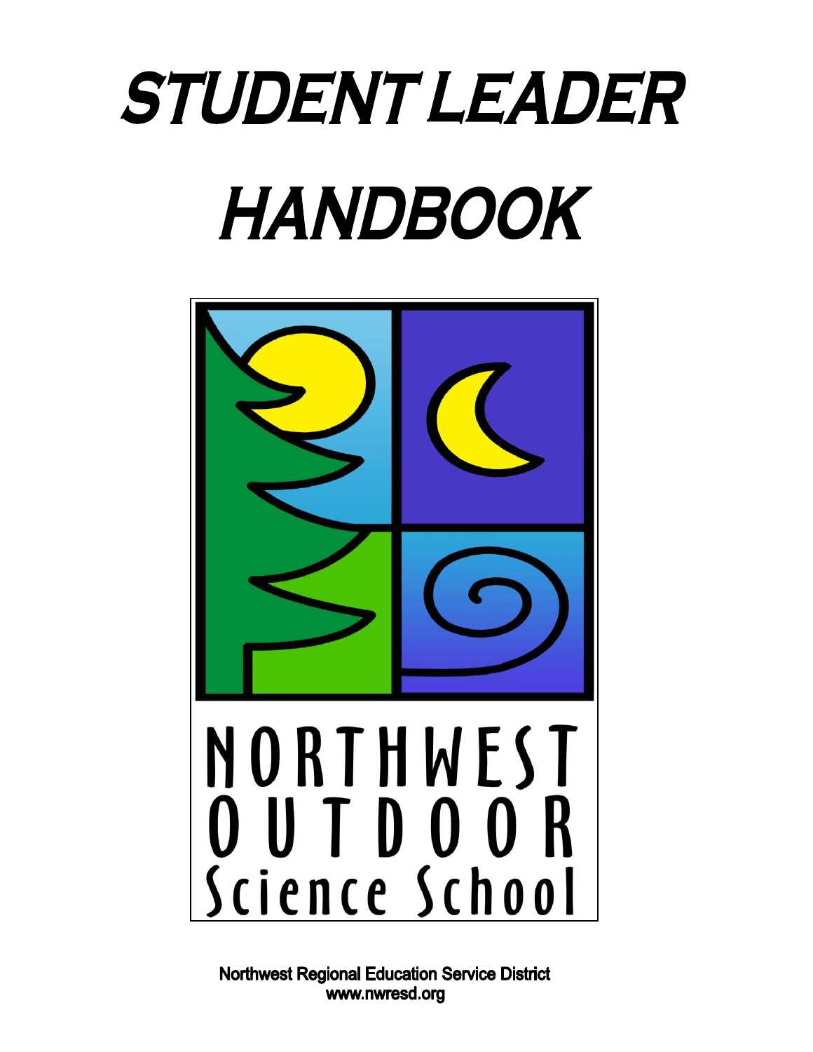# STUDENT LEADER HANDBOOK

NORTHWEST OUTDOOR Science School

Northwest Regional Education Service District
www.nwresd.org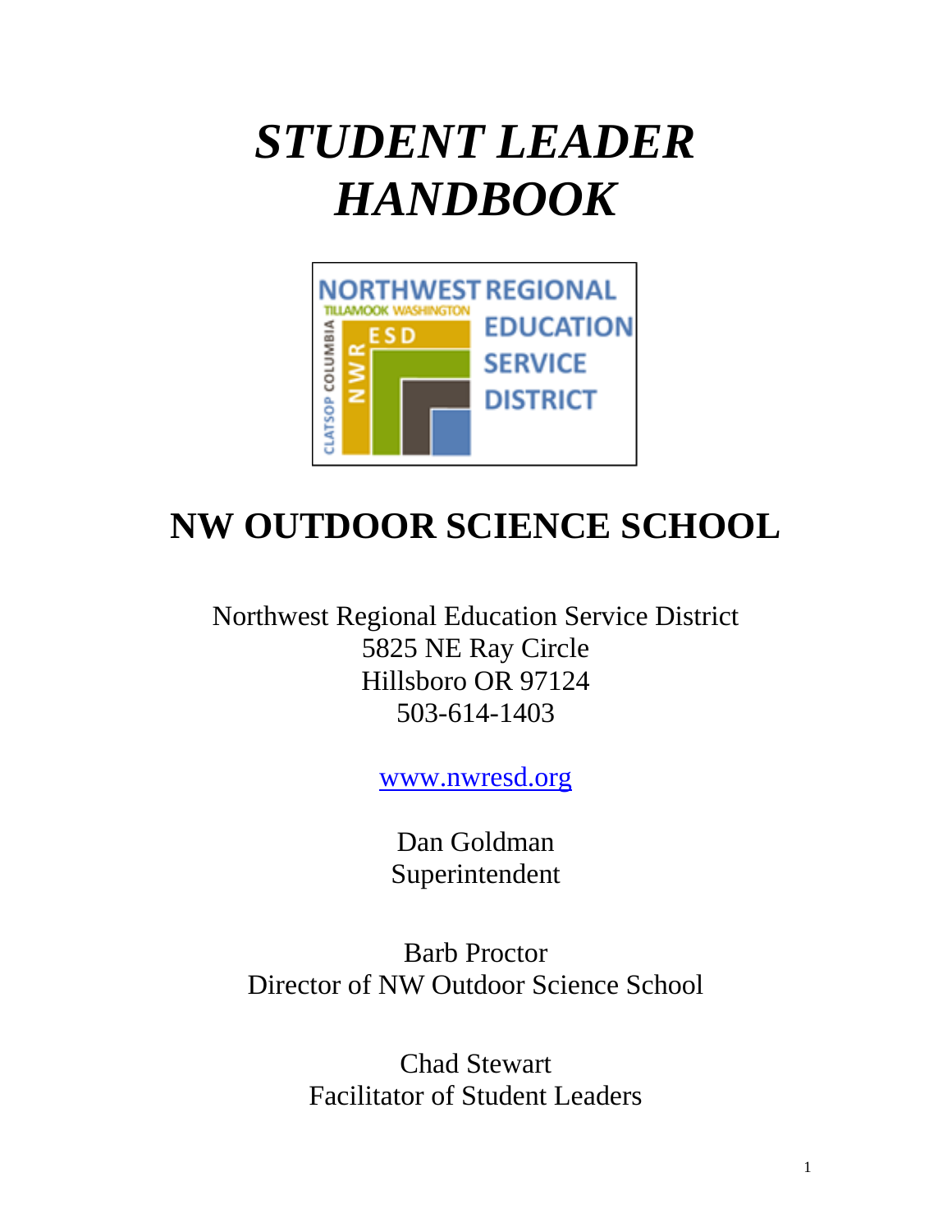# *STUDENT LEADER HANDBOOK*

## NW OUTDOOR SCIENCE SCHOOL

Northwest Regional Education Service District
5825 NE Ray Circle
Hillsboro OR 97124
503-614-1403

[www.nwresd.org](http://www.nwresd.org)

Dan Goldman
Superintendent

Barb Proctor
Director of NW Outdoor Science School

Chad Stewart
Facilitator of Student Leaders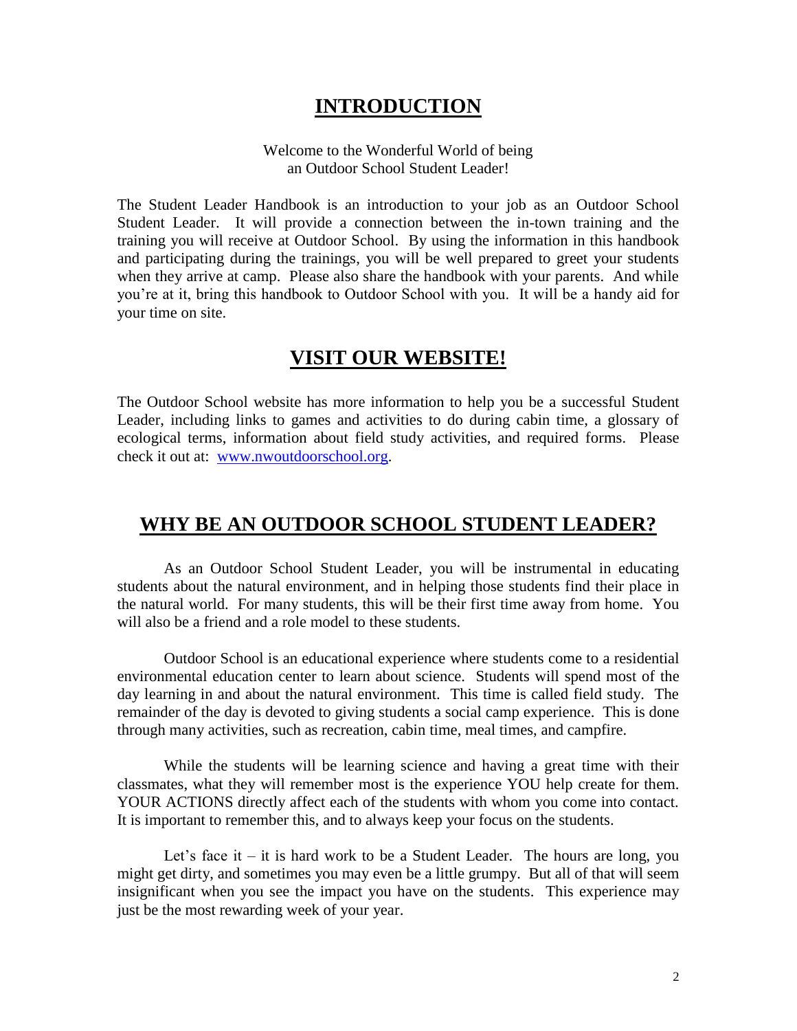## INTRODUCTION

Welcome to the Wonderful World of being
an Outdoor School Student Leader!

The Student Leader Handbook is an introduction to your job as an Outdoor School Student Leader. It will provide a connection between the in-town training and the training you will receive at Outdoor School. By using the information in this handbook and participating during the trainings, you will be well prepared to greet your students when they arrive at camp. Please also share the handbook with your parents. And while you're at it, bring this handbook to Outdoor School with you. It will be a handy aid for your time on site.

## VISIT OUR WEBSITE!

The Outdoor School website has more information to help you be a successful Student Leader, including links to games and activities to do during cabin time, a glossary of ecological terms, information about field study activities, and required forms. Please check it out at: [www.nwoutdoorschool.org](http://www.nwoutdoorschool.org).

## WHY BE AN OUTDOOR SCHOOL STUDENT LEADER?

As an Outdoor School Student Leader, you will be instrumental in educating students about the natural environment, and in helping those students find their place in the natural world. For many students, this will be their first time away from home. You will also be a friend and a role model to these students.

Outdoor School is an educational experience where students come to a residential environmental education center to learn about science. Students will spend most of the day learning in and about the natural environment. This time is called field study. The remainder of the day is devoted to giving students a social camp experience. This is done through many activities, such as recreation, cabin time, meal times, and campfire.

While the students will be learning science and having a great time with their classmates, what they will remember most is the experience YOU help create for them. YOUR ACTIONS directly affect each of the students with whom you come into contact. It is important to remember this, and to always keep your focus on the students.

Let's face it – it is hard work to be a Student Leader. The hours are long, you might get dirty, and sometimes you may even be a little grumpy. But all of that will seem insignificant when you see the impact you have on the students. This experience may just be the most rewarding week of your year.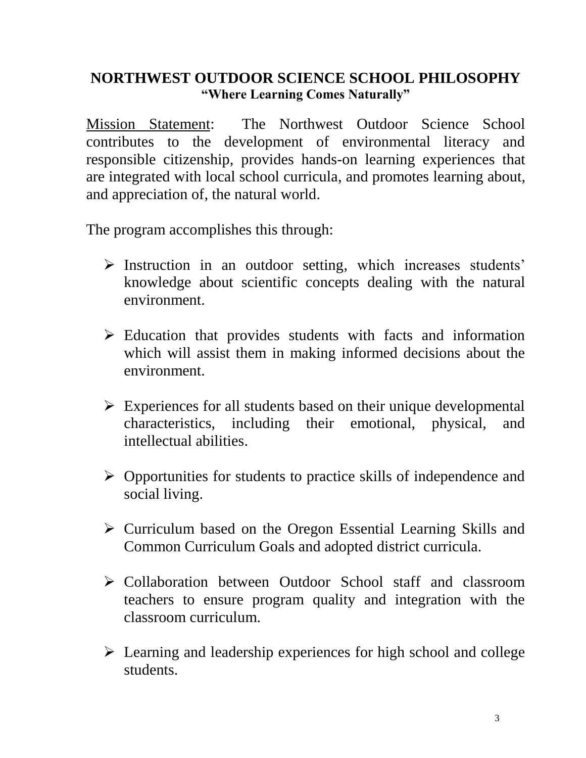# NORTHWEST OUTDOOR SCIENCE SCHOOL PHILOSOPHY

**"Where Learning Comes Naturally"**

Mission Statement: The Northwest Outdoor Science School contributes to the development of environmental literacy and responsible citizenship, provides hands-on learning experiences that are integrated with local school curricula, and promotes learning about, and appreciation of, the natural world.

The program accomplishes this through:

- Instruction in an outdoor setting, which increases students' knowledge about scientific concepts dealing with the natural environment.
- Education that provides students with facts and information which will assist them in making informed decisions about the environment.
- Experiences for all students based on their unique developmental characteristics, including their emotional, physical, and intellectual abilities.
- Opportunities for students to practice skills of independence and social living.
- Curriculum based on the Oregon Essential Learning Skills and Common Curriculum Goals and adopted district curricula.
- Collaboration between Outdoor School staff and classroom teachers to ensure program quality and integration with the classroom curriculum.
- Learning and leadership experiences for high school and college students.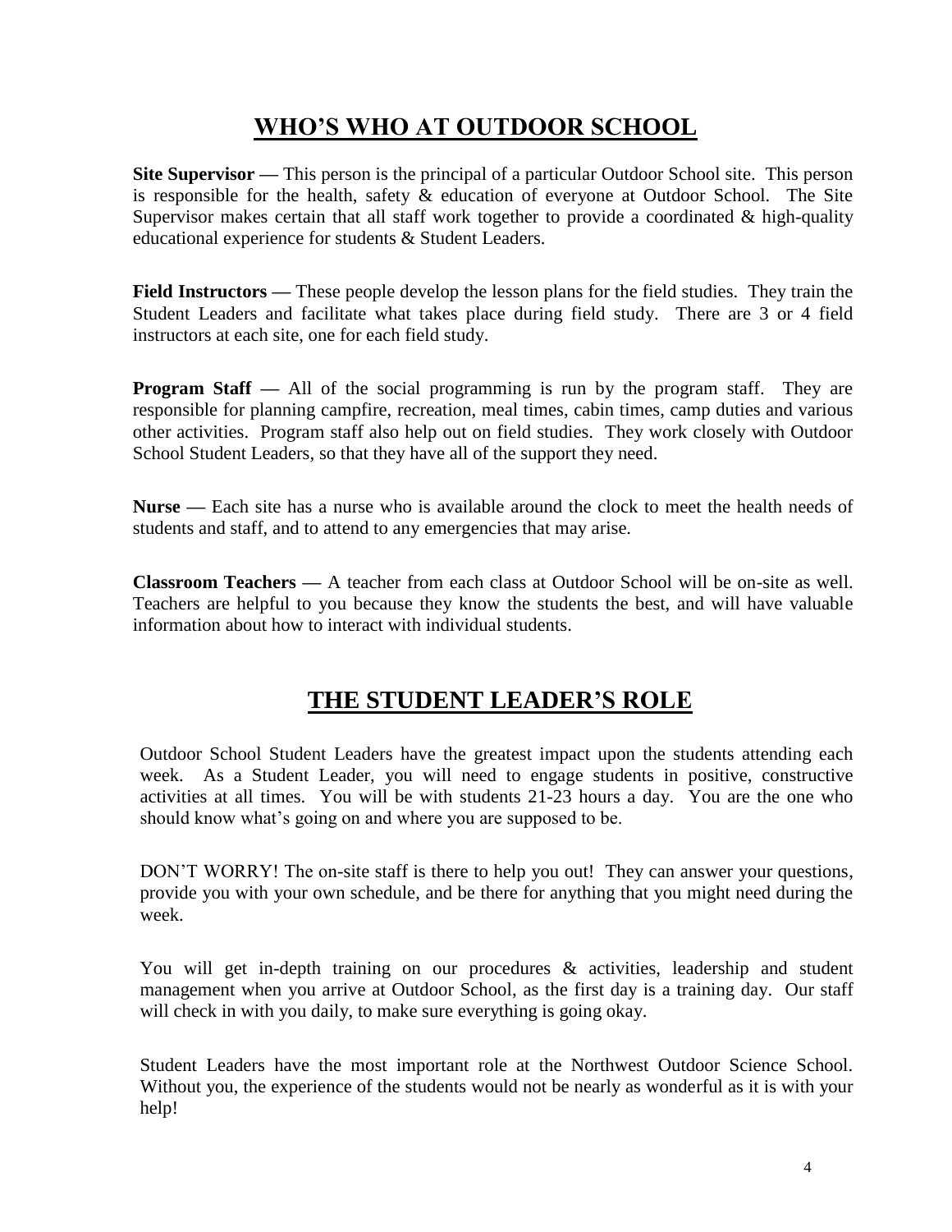## WHO'S WHO AT OUTDOOR SCHOOL

**Site Supervisor —** This person is the principal of a particular Outdoor School site. This person is responsible for the health, safety & education of everyone at Outdoor School. The Site Supervisor makes certain that all staff work together to provide a coordinated & high-quality educational experience for students & Student Leaders.

**Field Instructors —** These people develop the lesson plans for the field studies. They train the Student Leaders and facilitate what takes place during field study. There are 3 or 4 field instructors at each site, one for each field study.

**Program Staff —** All of the social programming is run by the program staff. They are responsible for planning campfire, recreation, meal times, cabin times, camp duties and various other activities. Program staff also help out on field studies. They work closely with Outdoor School Student Leaders, so that they have all of the support they need.

**Nurse —** Each site has a nurse who is available around the clock to meet the health needs of students and staff, and to attend to any emergencies that may arise.

**Classroom Teachers —** A teacher from each class at Outdoor School will be on-site as well. Teachers are helpful to you because they know the students the best, and will have valuable information about how to interact with individual students.

## THE STUDENT LEADER'S ROLE

Outdoor School Student Leaders have the greatest impact upon the students attending each week. As a Student Leader, you will need to engage students in positive, constructive activities at all times. You will be with students 21-23 hours a day. You are the one who should know what's going on and where you are supposed to be.

DON'T WORRY! The on-site staff is there to help you out! They can answer your questions, provide you with your own schedule, and be there for anything that you might need during the week.

You will get in-depth training on our procedures & activities, leadership and student management when you arrive at Outdoor School, as the first day is a training day. Our staff will check in with you daily, to make sure everything is going okay.

Student Leaders have the most important role at the Northwest Outdoor Science School. Without you, the experience of the students would not be nearly as wonderful as it is with your help!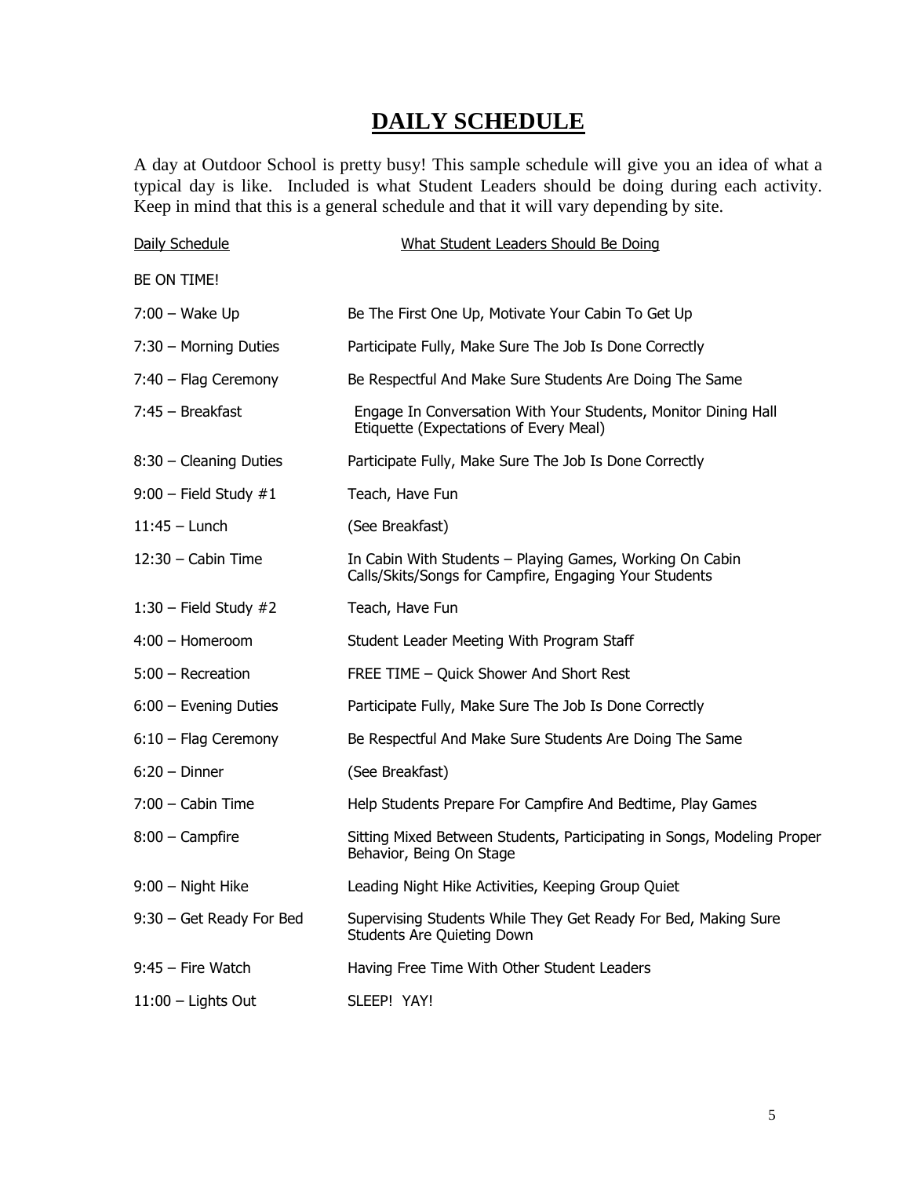# DAILY SCHEDULE

A day at Outdoor School is pretty busy! This sample schedule will give you an idea of what a typical day is like. Included is what Student Leaders should be doing during each activity. Keep in mind that this is a general schedule and that it will vary depending by site.

| Daily Schedule | What Student Leaders Should Be Doing |
|---|---|
| BE ON TIME! | |
| 7:00 – Wake Up | Be The First One Up, Motivate Your Cabin To Get Up |
| 7:30 – Morning Duties | Participate Fully, Make Sure The Job Is Done Correctly |
| 7:40 – Flag Ceremony | Be Respectful And Make Sure Students Are Doing The Same |
| 7:45 – Breakfast | Engage In Conversation With Your Students, Monitor Dining Hall Etiquette (Expectations of Every Meal) |
| 8:30 – Cleaning Duties | Participate Fully, Make Sure The Job Is Done Correctly |
| 9:00 – Field Study #1 | Teach, Have Fun |
| 11:45 – Lunch | (See Breakfast) |
| 12:30 – Cabin Time | In Cabin With Students – Playing Games, Working On Cabin Calls/Skits/Songs for Campfire, Engaging Your Students |
| 1:30 – Field Study #2 | Teach, Have Fun |
| 4:00 – Homeroom | Student Leader Meeting With Program Staff |
| 5:00 – Recreation | FREE TIME – Quick Shower And Short Rest |
| 6:00 – Evening Duties | Participate Fully, Make Sure The Job Is Done Correctly |
| 6:10 – Flag Ceremony | Be Respectful And Make Sure Students Are Doing The Same |
| 6:20 – Dinner | (See Breakfast) |
| 7:00 – Cabin Time | Help Students Prepare For Campfire And Bedtime, Play Games |
| 8:00 – Campfire | Sitting Mixed Between Students, Participating in Songs, Modeling Proper Behavior, Being On Stage |
| 9:00 – Night Hike | Leading Night Hike Activities, Keeping Group Quiet |
| 9:30 – Get Ready For Bed | Supervising Students While They Get Ready For Bed, Making Sure Students Are Quieting Down |
| 9:45 – Fire Watch | Having Free Time With Other Student Leaders |
| 11:00 – Lights Out | SLEEP! YAY! |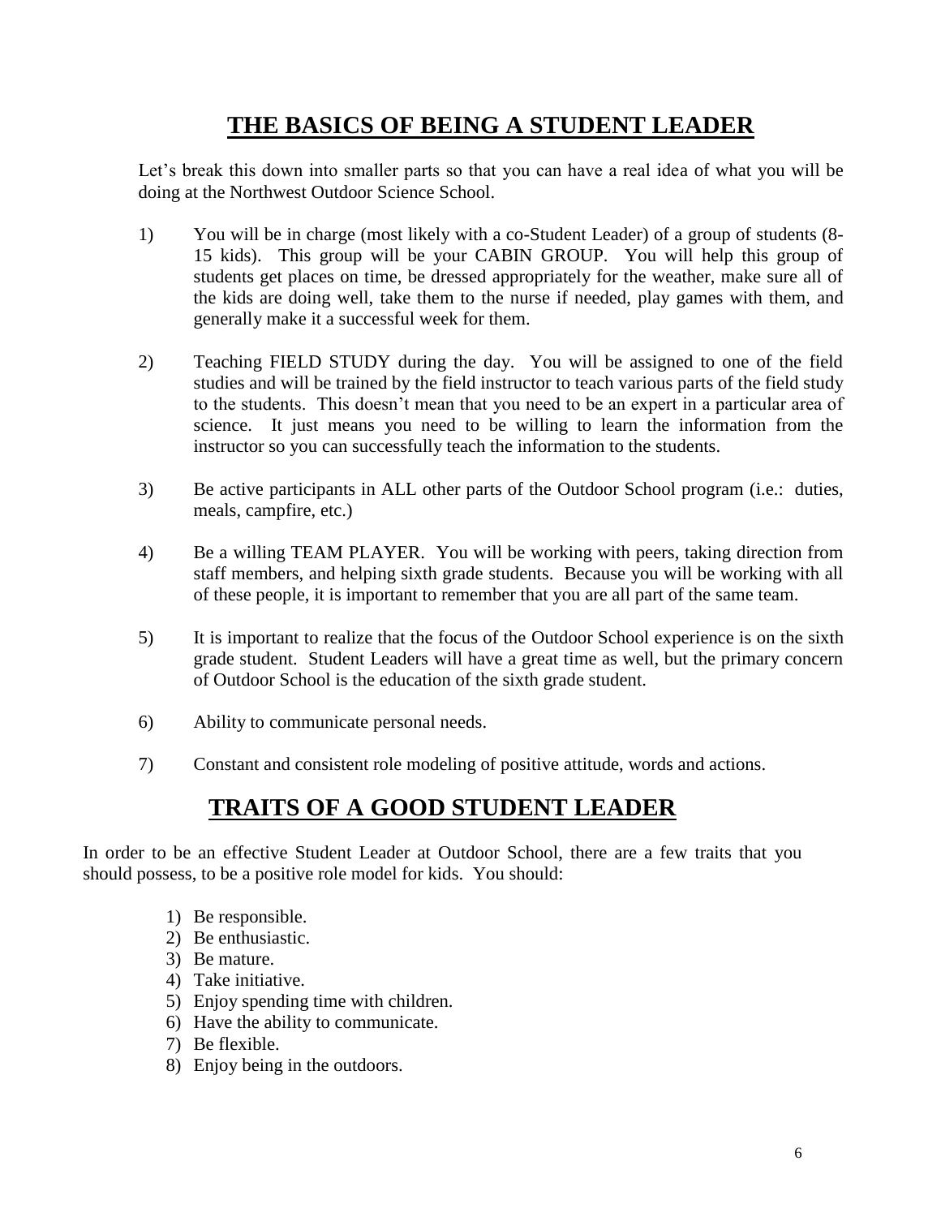# THE BASICS OF BEING A STUDENT LEADER

Let's break this down into smaller parts so that you can have a real idea of what you will be doing at the Northwest Outdoor Science School.

1) You will be in charge (most likely with a co-Student Leader) of a group of students (8-15 kids). This group will be your CABIN GROUP. You will help this group of students get places on time, be dressed appropriately for the weather, make sure all of the kids are doing well, take them to the nurse if needed, play games with them, and generally make it a successful week for them.

2) Teaching FIELD STUDY during the day. You will be assigned to one of the field studies and will be trained by the field instructor to teach various parts of the field study to the students. This doesn't mean that you need to be an expert in a particular area of science. It just means you need to be willing to learn the information from the instructor so you can successfully teach the information to the students.

3) Be active participants in ALL other parts of the Outdoor School program (i.e.: duties, meals, campfire, etc.)

4) Be a willing TEAM PLAYER. You will be working with peers, taking direction from staff members, and helping sixth grade students. Because you will be working with all of these people, it is important to remember that you are all part of the same team.

5) It is important to realize that the focus of the Outdoor School experience is on the sixth grade student. Student Leaders will have a great time as well, but the primary concern of Outdoor School is the education of the sixth grade student.

6) Ability to communicate personal needs.

7) Constant and consistent role modeling of positive attitude, words and actions.

# TRAITS OF A GOOD STUDENT LEADER

In order to be an effective Student Leader at Outdoor School, there are a few traits that you should possess, to be a positive role model for kids. You should:

1) Be responsible.
2) Be enthusiastic.
3) Be mature.
4) Take initiative.
5) Enjoy spending time with children.
6) Have the ability to communicate.
7) Be flexible.
8) Enjoy being in the outdoors.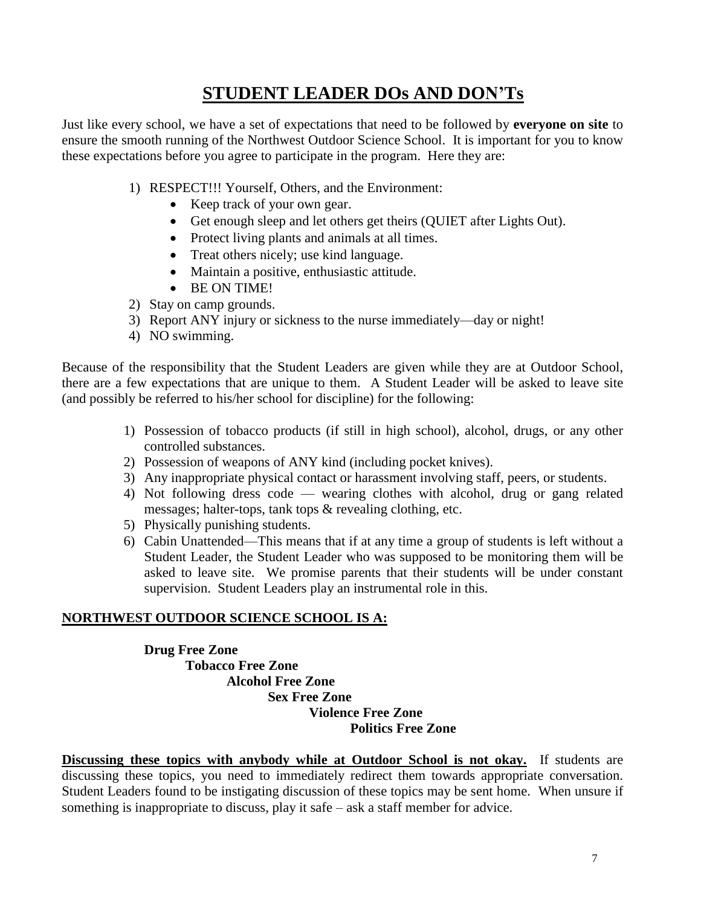# STUDENT LEADER DOs AND DON'Ts

Just like every school, we have a set of expectations that need to be followed by **everyone on site** to ensure the smooth running of the Northwest Outdoor Science School. It is important for you to know these expectations before you agree to participate in the program. Here they are:

1) RESPECT!!! Yourself, Others, and the Environment:
   - Keep track of your own gear.
   - Get enough sleep and let others get theirs (QUIET after Lights Out).
   - Protect living plants and animals at all times.
   - Treat others nicely; use kind language.
   - Maintain a positive, enthusiastic attitude.
   - BE ON TIME!
2) Stay on camp grounds.
3) Report ANY injury or sickness to the nurse immediately—day or night!
4) NO swimming.

Because of the responsibility that the Student Leaders are given while they are at Outdoor School, there are a few expectations that are unique to them. A Student Leader will be asked to leave site (and possibly be referred to his/her school for discipline) for the following:

1) Possession of tobacco products (if still in high school), alcohol, drugs, or any other controlled substances.
2) Possession of weapons of ANY kind (including pocket knives).
3) Any inappropriate physical contact or harassment involving staff, peers, or students.
4) Not following dress code — wearing clothes with alcohol, drug or gang related messages; halter-tops, tank tops & revealing clothing, etc.
5) Physically punishing students.
6) Cabin Unattended—This means that if at any time a group of students is left without a Student Leader, the Student Leader who was supposed to be monitoring them will be asked to leave site. We promise parents that their students will be under constant supervision. Student Leaders play an instrumental role in this.

**NORTHWEST OUTDOOR SCIENCE SCHOOL IS A:**

**Drug Free Zone**
**Tobacco Free Zone**
**Alcohol Free Zone**
**Sex Free Zone**
**Violence Free Zone**
**Politics Free Zone**

**Discussing these topics with anybody while at Outdoor School is not okay.** If students are discussing these topics, you need to immediately redirect them towards appropriate conversation. Student Leaders found to be instigating discussion of these topics may be sent home. When unsure if something is inappropriate to discuss, play it safe – ask a staff member for advice.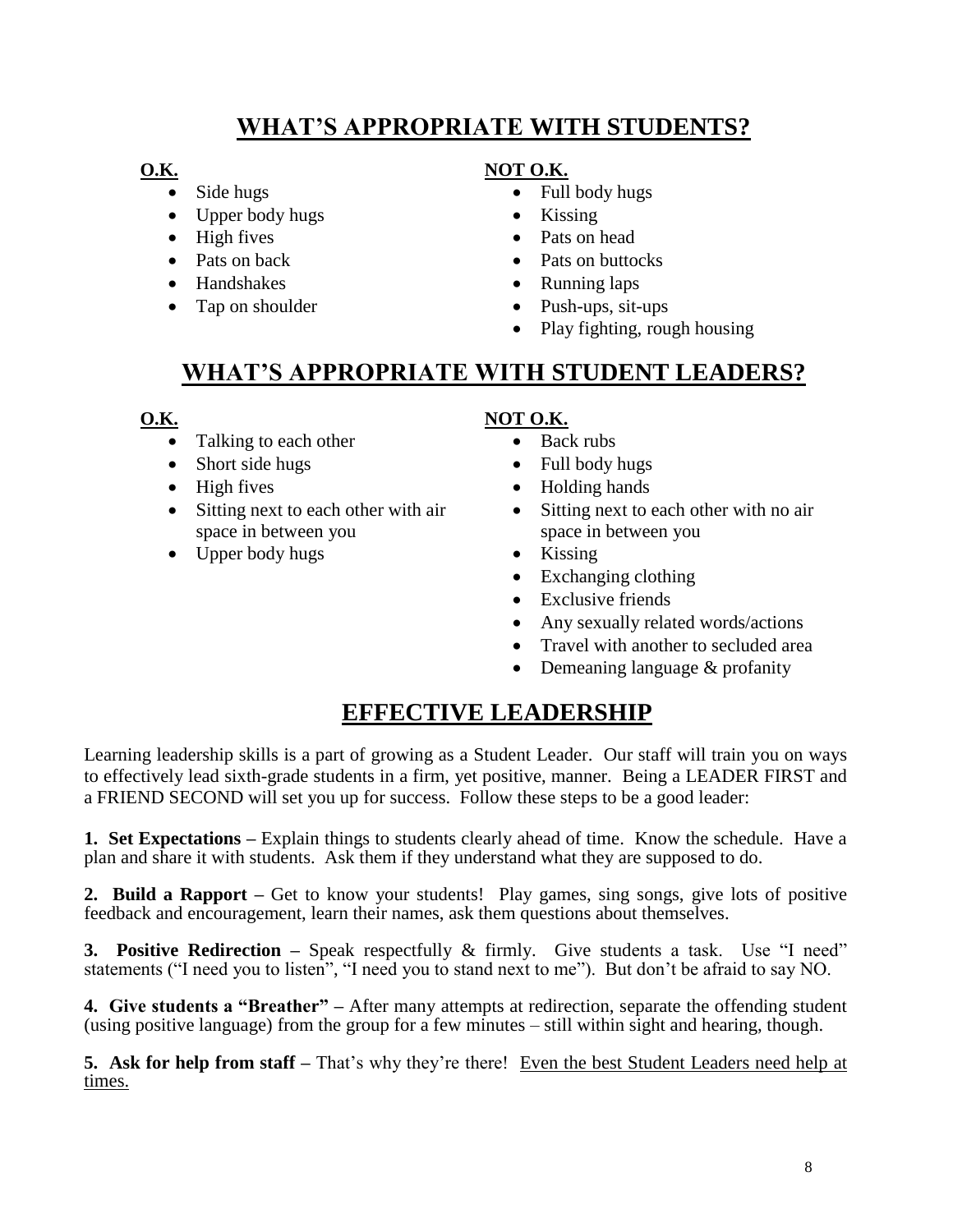## WHAT'S APPROPRIATE WITH STUDENTS?

**O.K.**

- Side hugs
- Upper body hugs
- High fives
- Pats on back
- Handshakes
- Tap on shoulder

**NOT O.K.**

- Full body hugs
- Kissing
- Pats on head
- Pats on buttocks
- Running laps
- Push-ups, sit-ups
- Play fighting, rough housing

## WHAT'S APPROPRIATE WITH STUDENT LEADERS?

**O.K.**

- Talking to each other
- Short side hugs
- High fives
- Sitting next to each other with air space in between you
- Upper body hugs

**NOT O.K.**

- Back rubs
- Full body hugs
- Holding hands
- Sitting next to each other with no air space in between you
- Kissing
- Exchanging clothing
- Exclusive friends
- Any sexually related words/actions
- Travel with another to secluded area
- Demeaning language & profanity

## EFFECTIVE LEADERSHIP

Learning leadership skills is a part of growing as a Student Leader. Our staff will train you on ways to effectively lead sixth-grade students in a firm, yet positive, manner. Being a LEADER FIRST and a FRIEND SECOND will set you up for success. Follow these steps to be a good leader:

**1. Set Expectations –** Explain things to students clearly ahead of time. Know the schedule. Have a plan and share it with students. Ask them if they understand what they are supposed to do.

**2. Build a Rapport –** Get to know your students! Play games, sing songs, give lots of positive feedback and encouragement, learn their names, ask them questions about themselves.

**3. Positive Redirection –** Speak respectfully & firmly. Give students a task. Use "I need" statements ("I need you to listen", "I need you to stand next to me"). But don't be afraid to say NO.

**4. Give students a "Breather" –** After many attempts at redirection, separate the offending student (using positive language) from the group for a few minutes – still within sight and hearing, though.

**5. Ask for help from staff –** That's why they're there! <u>Even the best Student Leaders need help at times.</u>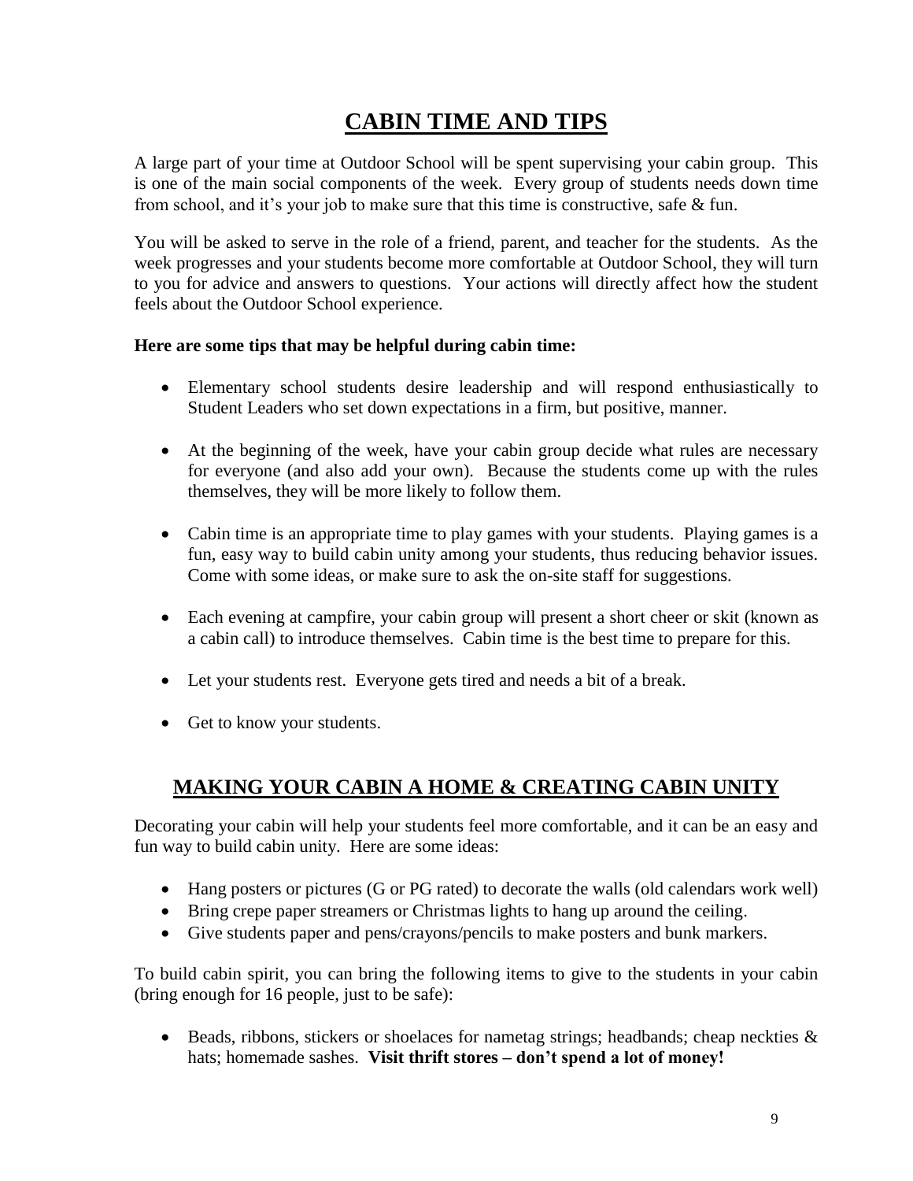# CABIN TIME AND TIPS

A large part of your time at Outdoor School will be spent supervising your cabin group. This is one of the main social components of the week. Every group of students needs down time from school, and it's your job to make sure that this time is constructive, safe & fun.

You will be asked to serve in the role of a friend, parent, and teacher for the students. As the week progresses and your students become more comfortable at Outdoor School, they will turn to you for advice and answers to questions. Your actions will directly affect how the student feels about the Outdoor School experience.

**Here are some tips that may be helpful during cabin time:**

- Elementary school students desire leadership and will respond enthusiastically to Student Leaders who set down expectations in a firm, but positive, manner.
- At the beginning of the week, have your cabin group decide what rules are necessary for everyone (and also add your own). Because the students come up with the rules themselves, they will be more likely to follow them.
- Cabin time is an appropriate time to play games with your students. Playing games is a fun, easy way to build cabin unity among your students, thus reducing behavior issues. Come with some ideas, or make sure to ask the on-site staff for suggestions.
- Each evening at campfire, your cabin group will present a short cheer or skit (known as a cabin call) to introduce themselves. Cabin time is the best time to prepare for this.
- Let your students rest. Everyone gets tired and needs a bit of a break.
- Get to know your students.

## MAKING YOUR CABIN A HOME & CREATING CABIN UNITY

Decorating your cabin will help your students feel more comfortable, and it can be an easy and fun way to build cabin unity. Here are some ideas:

- Hang posters or pictures (G or PG rated) to decorate the walls (old calendars work well)
- Bring crepe paper streamers or Christmas lights to hang up around the ceiling.
- Give students paper and pens/crayons/pencils to make posters and bunk markers.

To build cabin spirit, you can bring the following items to give to the students in your cabin (bring enough for 16 people, just to be safe):

- Beads, ribbons, stickers or shoelaces for nametag strings; headbands; cheap neckties & hats; homemade sashes. **Visit thrift stores – don't spend a lot of money!**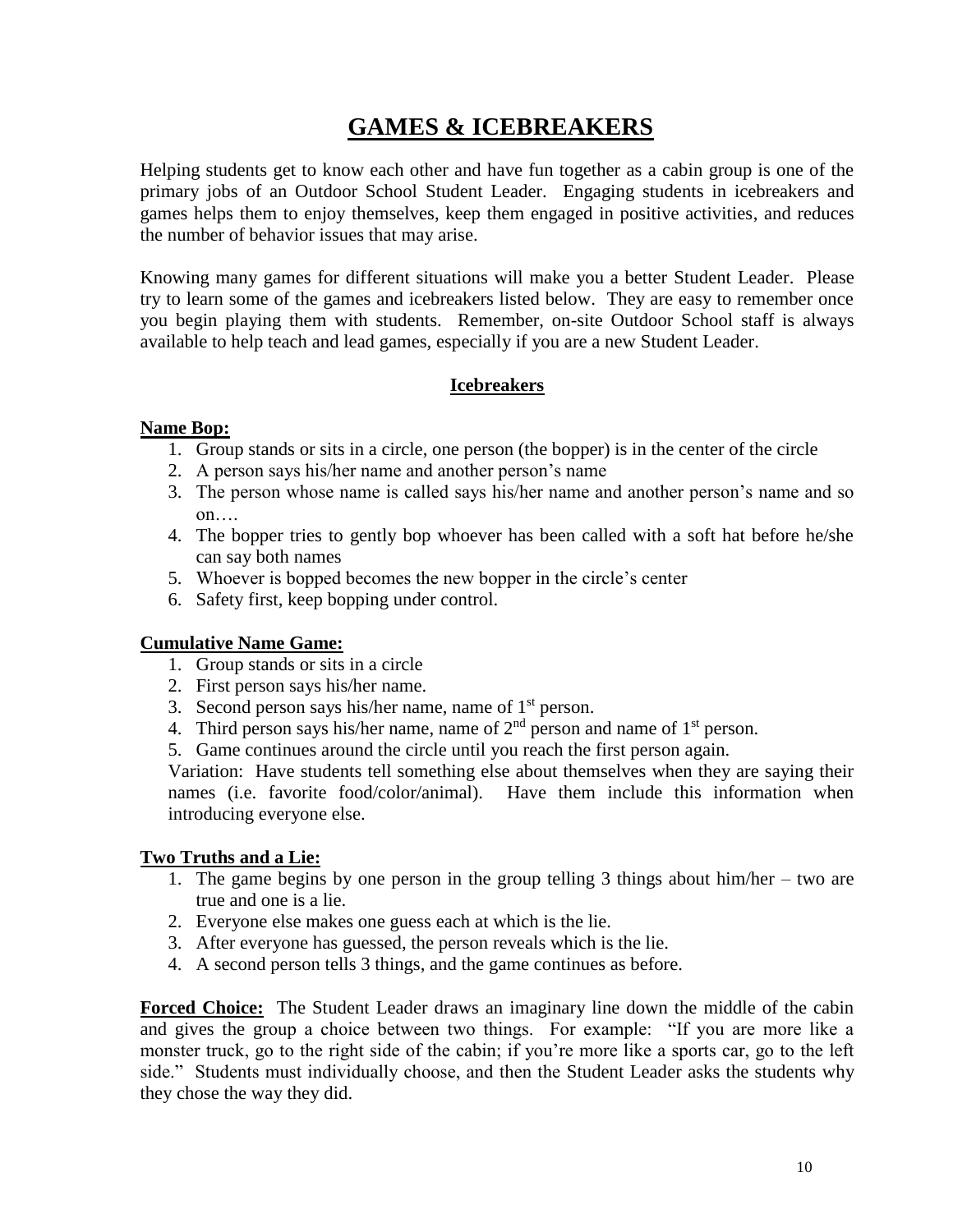# GAMES & ICEBREAKERS

Helping students get to know each other and have fun together as a cabin group is one of the primary jobs of an Outdoor School Student Leader. Engaging students in icebreakers and games helps them to enjoy themselves, keep them engaged in positive activities, and reduces the number of behavior issues that may arise.

Knowing many games for different situations will make you a better Student Leader. Please try to learn some of the games and icebreakers listed below. They are easy to remember once you begin playing them with students. Remember, on-site Outdoor School staff is always available to help teach and lead games, especially if you are a new Student Leader.

## Icebreakers

**Name Bop:**

1. Group stands or sits in a circle, one person (the bopper) is in the center of the circle
2. A person says his/her name and another person's name
3. The person whose name is called says his/her name and another person's name and so on….
4. The bopper tries to gently bop whoever has been called with a soft hat before he/she can say both names
5. Whoever is bopped becomes the new bopper in the circle's center
6. Safety first, keep bopping under control.

**Cumulative Name Game:**

1. Group stands or sits in a circle
2. First person says his/her name.
3. Second person says his/her name, name of 1st person.
4. Third person says his/her name, name of 2nd person and name of 1st person.
5. Game continues around the circle until you reach the first person again.

Variation: Have students tell something else about themselves when they are saying their names (i.e. favorite food/color/animal). Have them include this information when introducing everyone else.

**Two Truths and a Lie:**

1. The game begins by one person in the group telling 3 things about him/her – two are true and one is a lie.
2. Everyone else makes one guess each at which is the lie.
3. After everyone has guessed, the person reveals which is the lie.
4. A second person tells 3 things, and the game continues as before.

**Forced Choice:** The Student Leader draws an imaginary line down the middle of the cabin and gives the group a choice between two things. For example: "If you are more like a monster truck, go to the right side of the cabin; if you're more like a sports car, go to the left side." Students must individually choose, and then the Student Leader asks the students why they chose the way they did.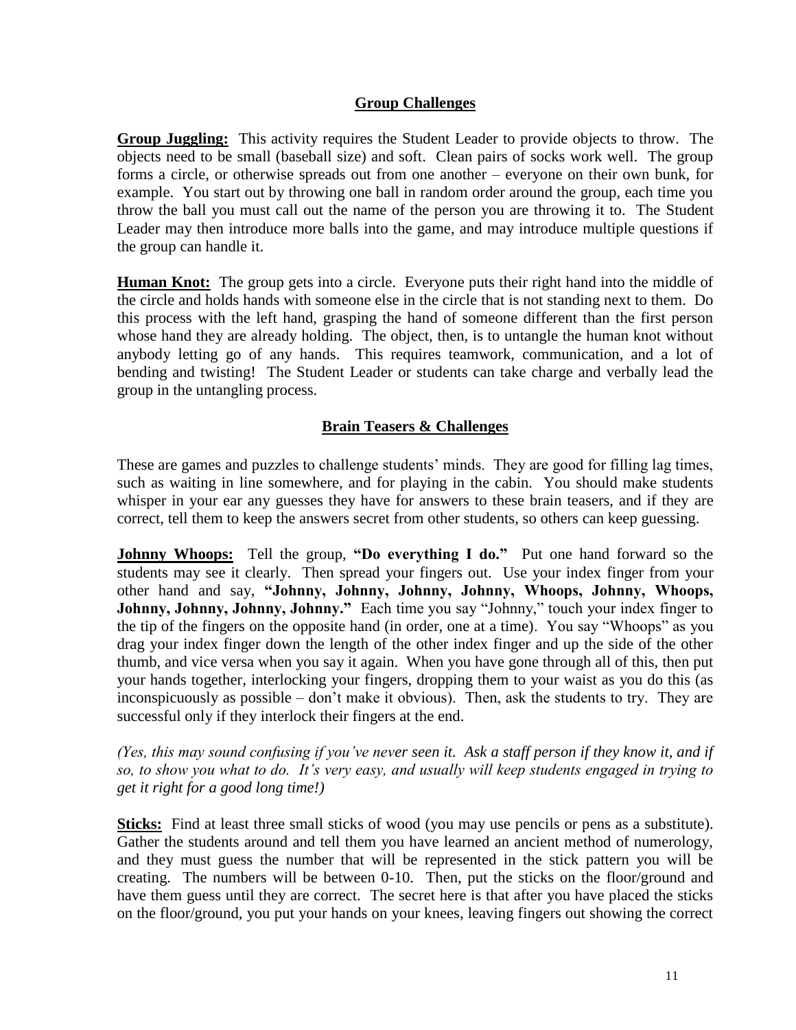## Group Challenges

**Group Juggling:** This activity requires the Student Leader to provide objects to throw. The objects need to be small (baseball size) and soft. Clean pairs of socks work well. The group forms a circle, or otherwise spreads out from one another – everyone on their own bunk, for example. You start out by throwing one ball in random order around the group, each time you throw the ball you must call out the name of the person you are throwing it to. The Student Leader may then introduce more balls into the game, and may introduce multiple questions if the group can handle it.

**Human Knot:** The group gets into a circle. Everyone puts their right hand into the middle of the circle and holds hands with someone else in the circle that is not standing next to them. Do this process with the left hand, grasping the hand of someone different than the first person whose hand they are already holding. The object, then, is to untangle the human knot without anybody letting go of any hands. This requires teamwork, communication, and a lot of bending and twisting! The Student Leader or students can take charge and verbally lead the group in the untangling process.

## Brain Teasers & Challenges

These are games and puzzles to challenge students' minds. They are good for filling lag times, such as waiting in line somewhere, and for playing in the cabin. You should make students whisper in your ear any guesses they have for answers to these brain teasers, and if they are correct, tell them to keep the answers secret from other students, so others can keep guessing.

**Johnny Whoops:** Tell the group, **"Do everything I do."** Put one hand forward so the students may see it clearly. Then spread your fingers out. Use your index finger from your other hand and say, **"Johnny, Johnny, Johnny, Johnny, Whoops, Johnny, Whoops, Johnny, Johnny, Johnny, Johnny."** Each time you say "Johnny," touch your index finger to the tip of the fingers on the opposite hand (in order, one at a time). You say "Whoops" as you drag your index finger down the length of the other index finger and up the side of the other thumb, and vice versa when you say it again. When you have gone through all of this, then put your hands together, interlocking your fingers, dropping them to your waist as you do this (as inconspicuously as possible – don't make it obvious). Then, ask the students to try. They are successful only if they interlock their fingers at the end.

*(Yes, this may sound confusing if you've never seen it. Ask a staff person if they know it, and if so, to show you what to do. It's very easy, and usually will keep students engaged in trying to get it right for a good long time!)*

**Sticks:** Find at least three small sticks of wood (you may use pencils or pens as a substitute). Gather the students around and tell them you have learned an ancient method of numerology, and they must guess the number that will be represented in the stick pattern you will be creating. The numbers will be between 0-10. Then, put the sticks on the floor/ground and have them guess until they are correct. The secret here is that after you have placed the sticks on the floor/ground, you put your hands on your knees, leaving fingers out showing the correct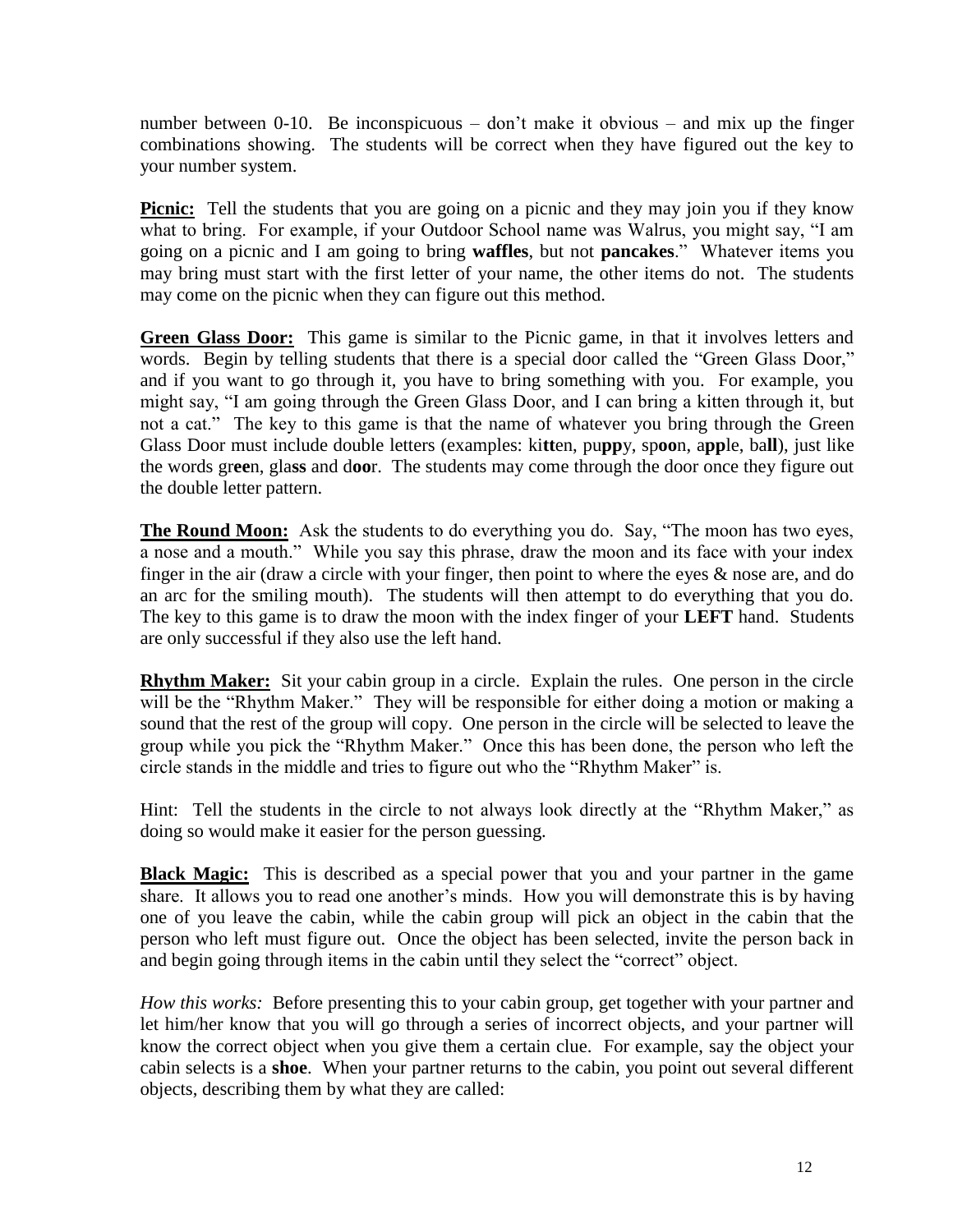number between 0-10. Be inconspicuous – don't make it obvious – and mix up the finger combinations showing. The students will be correct when they have figured out the key to your number system.

**Picnic:** Tell the students that you are going on a picnic and they may join you if they know what to bring. For example, if your Outdoor School name was Walrus, you might say, "I am going on a picnic and I am going to bring **waffles**, but not **pancakes**." Whatever items you may bring must start with the first letter of your name, the other items do not. The students may come on the picnic when they can figure out this method.

**Green Glass Door:** This game is similar to the Picnic game, in that it involves letters and words. Begin by telling students that there is a special door called the "Green Glass Door," and if you want to go through it, you have to bring something with you. For example, you might say, "I am going through the Green Glass Door, and I can bring a kitten through it, but not a cat." The key to this game is that the name of whatever you bring through the Green Glass Door must include double letters (examples: ki**tt**en, pu**pp**y, sp**oo**n, a**pp**le, ba**ll**), just like the words gr**ee**n, gla**ss** and d**oo**r. The students may come through the door once they figure out the double letter pattern.

**The Round Moon:** Ask the students to do everything you do. Say, "The moon has two eyes, a nose and a mouth." While you say this phrase, draw the moon and its face with your index finger in the air (draw a circle with your finger, then point to where the eyes & nose are, and do an arc for the smiling mouth). The students will then attempt to do everything that you do. The key to this game is to draw the moon with the index finger of your **LEFT** hand. Students are only successful if they also use the left hand.

**Rhythm Maker:** Sit your cabin group in a circle. Explain the rules. One person in the circle will be the "Rhythm Maker." They will be responsible for either doing a motion or making a sound that the rest of the group will copy. One person in the circle will be selected to leave the group while you pick the "Rhythm Maker." Once this has been done, the person who left the circle stands in the middle and tries to figure out who the "Rhythm Maker" is.

Hint: Tell the students in the circle to not always look directly at the "Rhythm Maker," as doing so would make it easier for the person guessing.

**Black Magic:** This is described as a special power that you and your partner in the game share. It allows you to read one another's minds. How you will demonstrate this is by having one of you leave the cabin, while the cabin group will pick an object in the cabin that the person who left must figure out. Once the object has been selected, invite the person back in and begin going through items in the cabin until they select the "correct" object.

*How this works:* Before presenting this to your cabin group, get together with your partner and let him/her know that you will go through a series of incorrect objects, and your partner will know the correct object when you give them a certain clue. For example, say the object your cabin selects is a **shoe**. When your partner returns to the cabin, you point out several different objects, describing them by what they are called: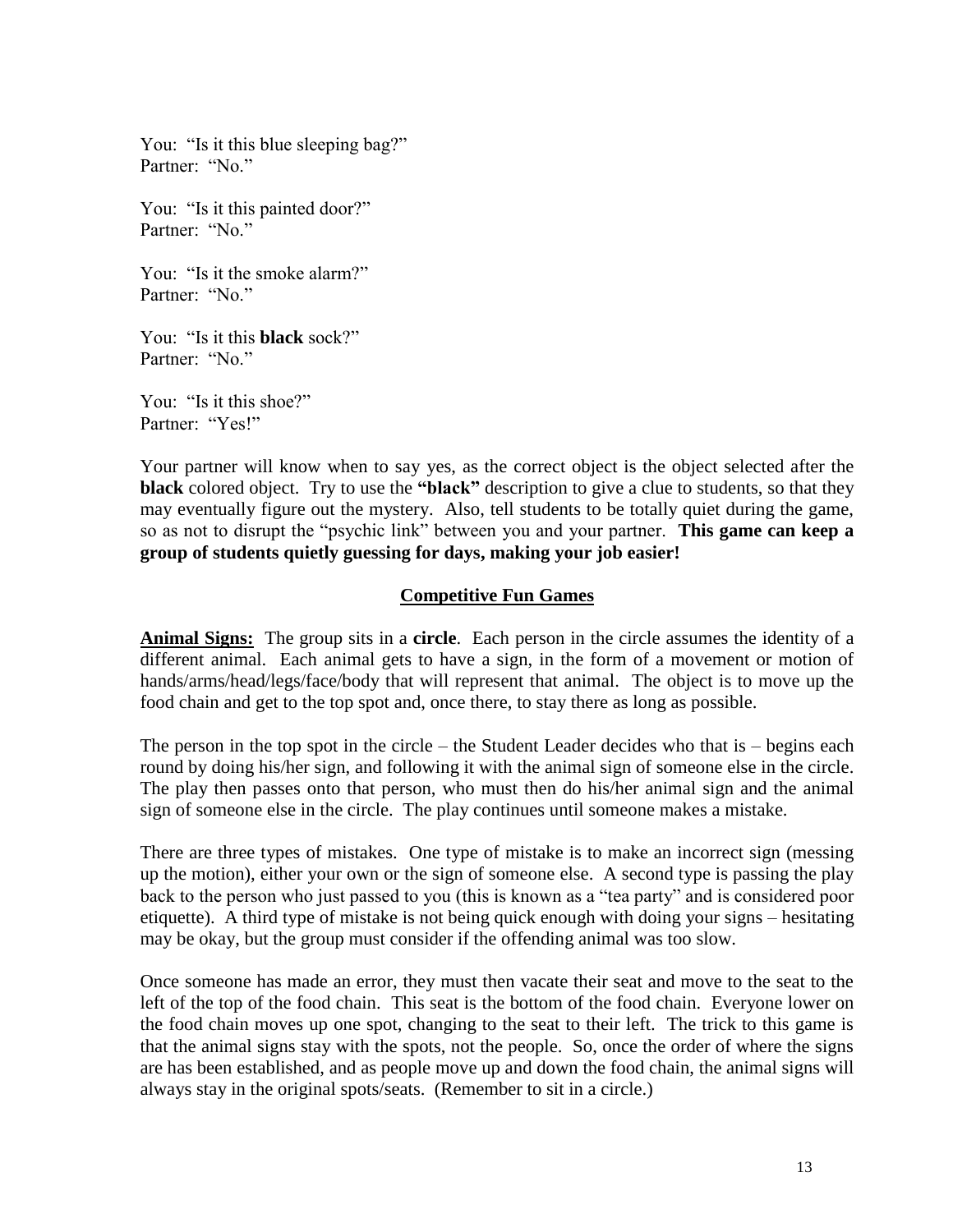You: "Is it this blue sleeping bag?"
Partner: "No."

You: "Is it this painted door?"
Partner: "No."

You: "Is it the smoke alarm?"
Partner: "No."

You: "Is it this **black** sock?"
Partner: "No."

You: "Is it this shoe?"
Partner: "Yes!"

Your partner will know when to say yes, as the correct object is the object selected after the **black** colored object. Try to use the **"black"** description to give a clue to students, so that they may eventually figure out the mystery. Also, tell students to be totally quiet during the game, so as not to disrupt the "psychic link" between you and your partner. **This game can keep a group of students quietly guessing for days, making your job easier!**

## Competitive Fun Games

**Animal Signs:** The group sits in a **circle**. Each person in the circle assumes the identity of a different animal. Each animal gets to have a sign, in the form of a movement or motion of hands/arms/head/legs/face/body that will represent that animal. The object is to move up the food chain and get to the top spot and, once there, to stay there as long as possible.

The person in the top spot in the circle – the Student Leader decides who that is – begins each round by doing his/her sign, and following it with the animal sign of someone else in the circle. The play then passes onto that person, who must then do his/her animal sign and the animal sign of someone else in the circle. The play continues until someone makes a mistake.

There are three types of mistakes. One type of mistake is to make an incorrect sign (messing up the motion), either your own or the sign of someone else. A second type is passing the play back to the person who just passed to you (this is known as a "tea party" and is considered poor etiquette). A third type of mistake is not being quick enough with doing your signs – hesitating may be okay, but the group must consider if the offending animal was too slow.

Once someone has made an error, they must then vacate their seat and move to the seat to the left of the top of the food chain. This seat is the bottom of the food chain. Everyone lower on the food chain moves up one spot, changing to the seat to their left. The trick to this game is that the animal signs stay with the spots, not the people. So, once the order of where the signs are has been established, and as people move up and down the food chain, the animal signs will always stay in the original spots/seats. (Remember to sit in a circle.)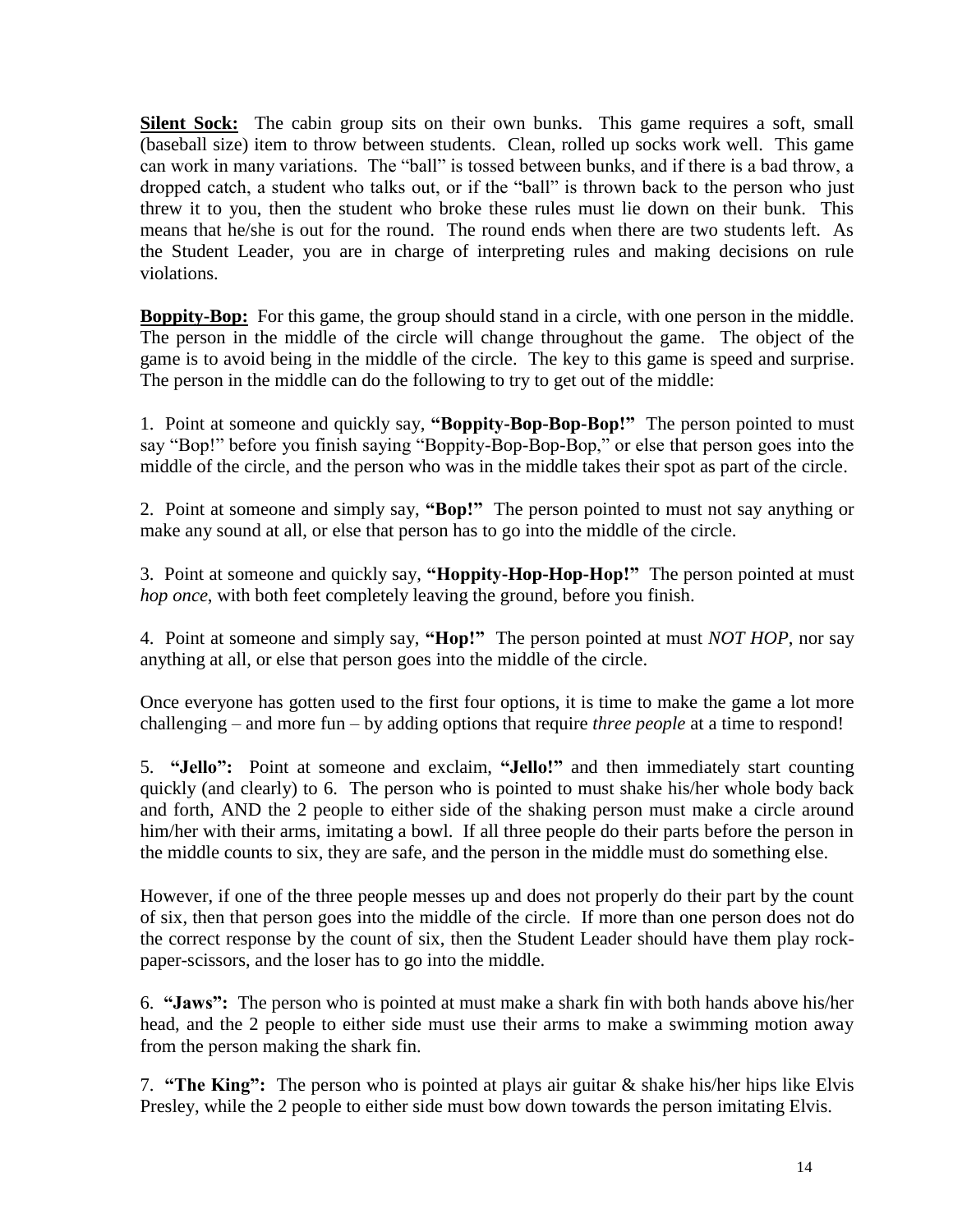**Silent Sock:** The cabin group sits on their own bunks. This game requires a soft, small (baseball size) item to throw between students. Clean, rolled up socks work well. This game can work in many variations. The "ball" is tossed between bunks, and if there is a bad throw, a dropped catch, a student who talks out, or if the "ball" is thrown back to the person who just threw it to you, then the student who broke these rules must lie down on their bunk. This means that he/she is out for the round. The round ends when there are two students left. As the Student Leader, you are in charge of interpreting rules and making decisions on rule violations.

**Boppity-Bop:** For this game, the group should stand in a circle, with one person in the middle. The person in the middle of the circle will change throughout the game. The object of the game is to avoid being in the middle of the circle. The key to this game is speed and surprise. The person in the middle can do the following to try to get out of the middle:

1. Point at someone and quickly say, **"Boppity-Bop-Bop-Bop!"** The person pointed to must say "Bop!" before you finish saying "Boppity-Bop-Bop-Bop," or else that person goes into the middle of the circle, and the person who was in the middle takes their spot as part of the circle.

2. Point at someone and simply say, **"Bop!"** The person pointed to must not say anything or make any sound at all, or else that person has to go into the middle of the circle.

3. Point at someone and quickly say, **"Hoppity-Hop-Hop-Hop!"** The person pointed at must *hop once*, with both feet completely leaving the ground, before you finish.

4. Point at someone and simply say, **"Hop!"** The person pointed at must *NOT HOP*, nor say anything at all, or else that person goes into the middle of the circle.

Once everyone has gotten used to the first four options, it is time to make the game a lot more challenging – and more fun – by adding options that require *three people* at a time to respond!

5. **"Jello":** Point at someone and exclaim, **"Jello!"** and then immediately start counting quickly (and clearly) to 6. The person who is pointed to must shake his/her whole body back and forth, AND the 2 people to either side of the shaking person must make a circle around him/her with their arms, imitating a bowl. If all three people do their parts before the person in the middle counts to six, they are safe, and the person in the middle must do something else.

However, if one of the three people messes up and does not properly do their part by the count of six, then that person goes into the middle of the circle. If more than one person does not do the correct response by the count of six, then the Student Leader should have them play rock-paper-scissors, and the loser has to go into the middle.

6. **"Jaws":** The person who is pointed at must make a shark fin with both hands above his/her head, and the 2 people to either side must use their arms to make a swimming motion away from the person making the shark fin.

7. **"The King":** The person who is pointed at plays air guitar & shake his/her hips like Elvis Presley, while the 2 people to either side must bow down towards the person imitating Elvis.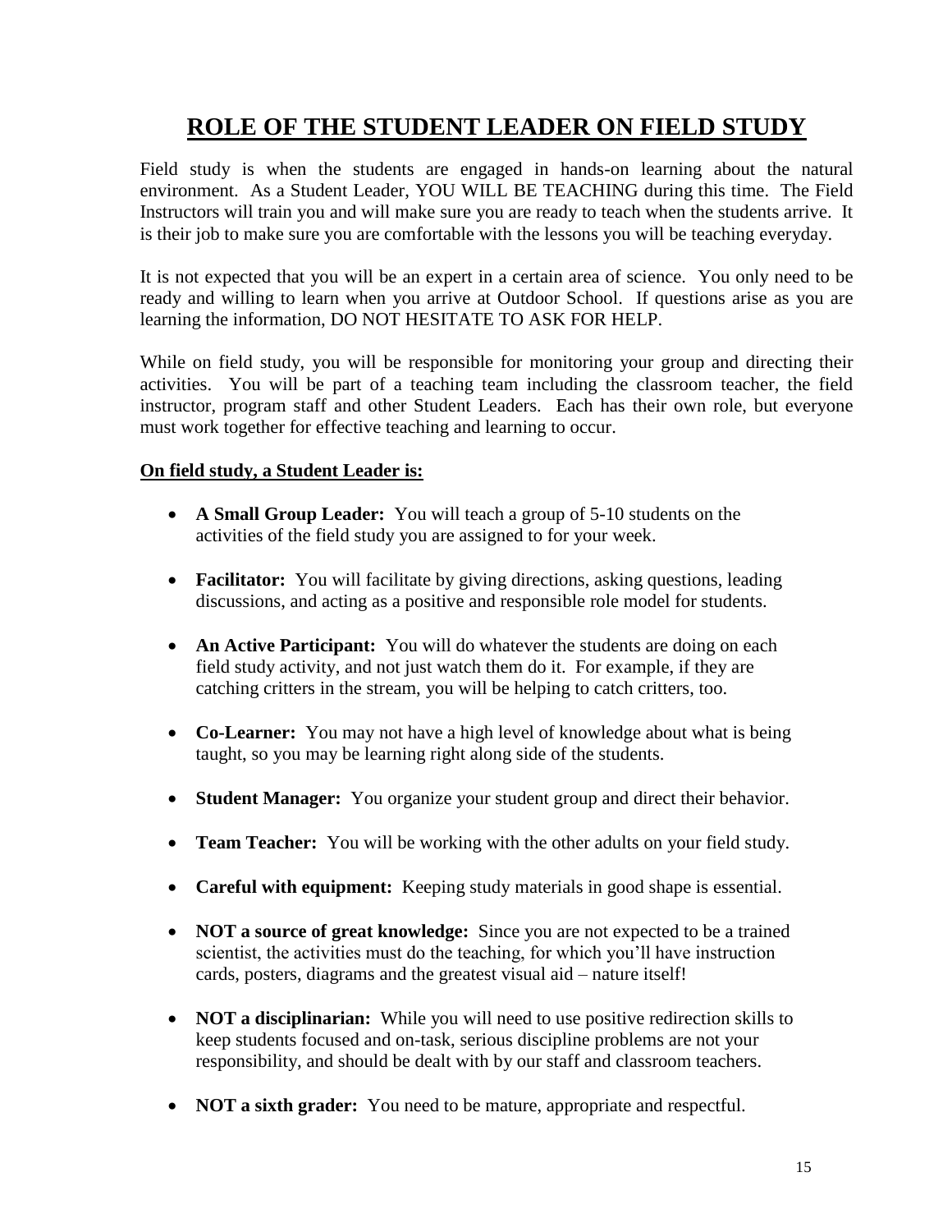# ROLE OF THE STUDENT LEADER ON FIELD STUDY

Field study is when the students are engaged in hands-on learning about the natural environment. As a Student Leader, YOU WILL BE TEACHING during this time. The Field Instructors will train you and will make sure you are ready to teach when the students arrive. It is their job to make sure you are comfortable with the lessons you will be teaching everyday.

It is not expected that you will be an expert in a certain area of science. You only need to be ready and willing to learn when you arrive at Outdoor School. If questions arise as you are learning the information, DO NOT HESITATE TO ASK FOR HELP.

While on field study, you will be responsible for monitoring your group and directing their activities. You will be part of a teaching team including the classroom teacher, the field instructor, program staff and other Student Leaders. Each has their own role, but everyone must work together for effective teaching and learning to occur.

**On field study, a Student Leader is:**

- **A Small Group Leader:** You will teach a group of 5-10 students on the activities of the field study you are assigned to for your week.
- **Facilitator:** You will facilitate by giving directions, asking questions, leading discussions, and acting as a positive and responsible role model for students.
- **An Active Participant:** You will do whatever the students are doing on each field study activity, and not just watch them do it. For example, if they are catching critters in the stream, you will be helping to catch critters, too.
- **Co-Learner:** You may not have a high level of knowledge about what is being taught, so you may be learning right along side of the students.
- **Student Manager:** You organize your student group and direct their behavior.
- **Team Teacher:** You will be working with the other adults on your field study.
- **Careful with equipment:** Keeping study materials in good shape is essential.
- **NOT a source of great knowledge:** Since you are not expected to be a trained scientist, the activities must do the teaching, for which you'll have instruction cards, posters, diagrams and the greatest visual aid – nature itself!
- **NOT a disciplinarian:** While you will need to use positive redirection skills to keep students focused and on-task, serious discipline problems are not your responsibility, and should be dealt with by our staff and classroom teachers.
- **NOT a sixth grader:** You need to be mature, appropriate and respectful.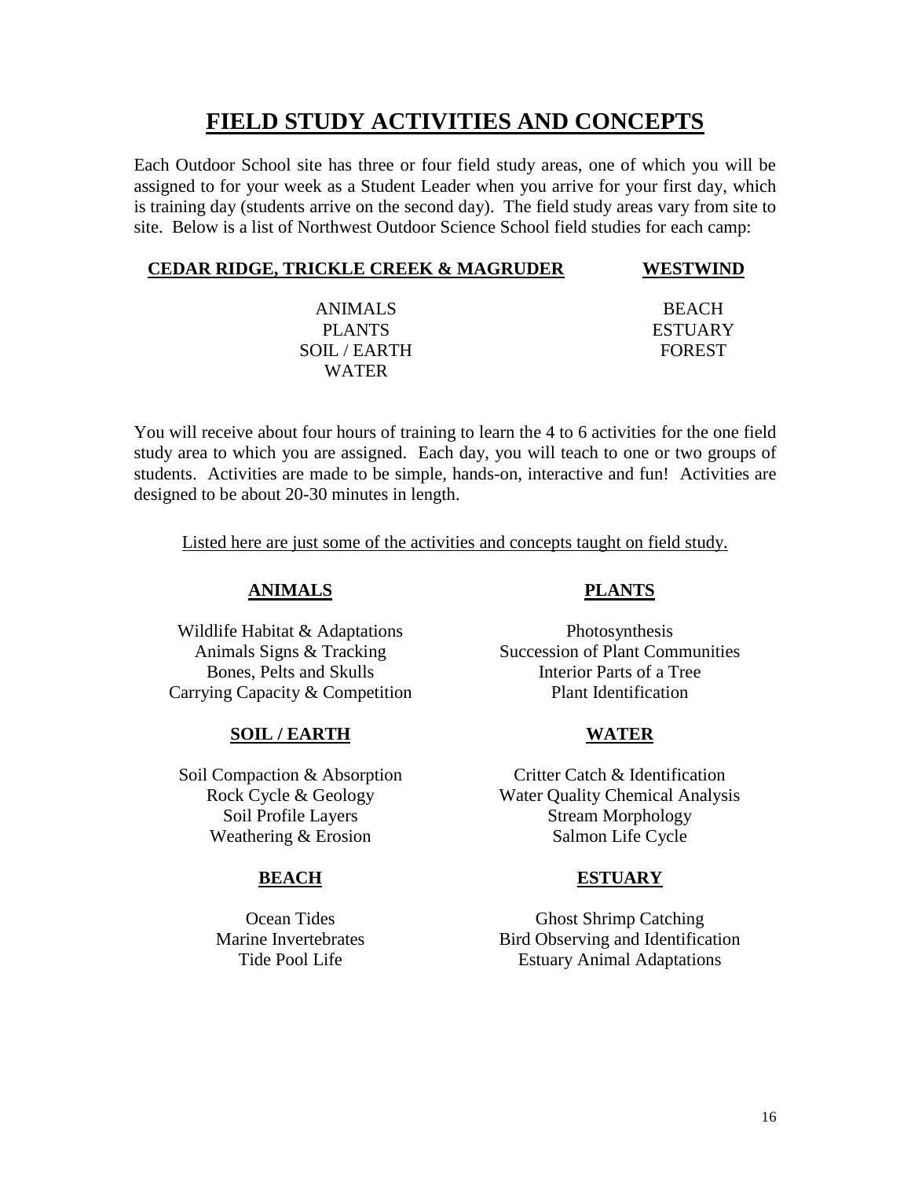# FIELD STUDY ACTIVITIES AND CONCEPTS

Each Outdoor School site has three or four field study areas, one of which you will be assigned to for your week as a Student Leader when you arrive for your first day, which is training day (students arrive on the second day). The field study areas vary from site to site. Below is a list of Northwest Outdoor Science School field studies for each camp:

| **CEDAR RIDGE, TRICKLE CREEK & MAGRUDER** | **WESTWIND** |
|---|---|
| ANIMALS | BEACH |
| PLANTS | ESTUARY |
| SOIL / EARTH | FOREST |
| WATER | |

You will receive about four hours of training to learn the 4 to 6 activities for the one field study area to which you are assigned. Each day, you will teach to one or two groups of students. Activities are made to be simple, hands-on, interactive and fun! Activities are designed to be about 20-30 minutes in length.

Listed here are just some of the activities and concepts taught on field study.

## ANIMALS

Wildlife Habitat & Adaptations
Animals Signs & Tracking
Bones, Pelts and Skulls
Carrying Capacity & Competition

## PLANTS

Photosynthesis
Succession of Plant Communities
Interior Parts of a Tree
Plant Identification

## SOIL / EARTH

Soil Compaction & Absorption
Rock Cycle & Geology
Soil Profile Layers
Weathering & Erosion

## WATER

Critter Catch & Identification
Water Quality Chemical Analysis
Stream Morphology
Salmon Life Cycle

## BEACH

Ocean Tides
Marine Invertebrates
Tide Pool Life

## ESTUARY

Ghost Shrimp Catching
Bird Observing and Identification
Estuary Animal Adaptations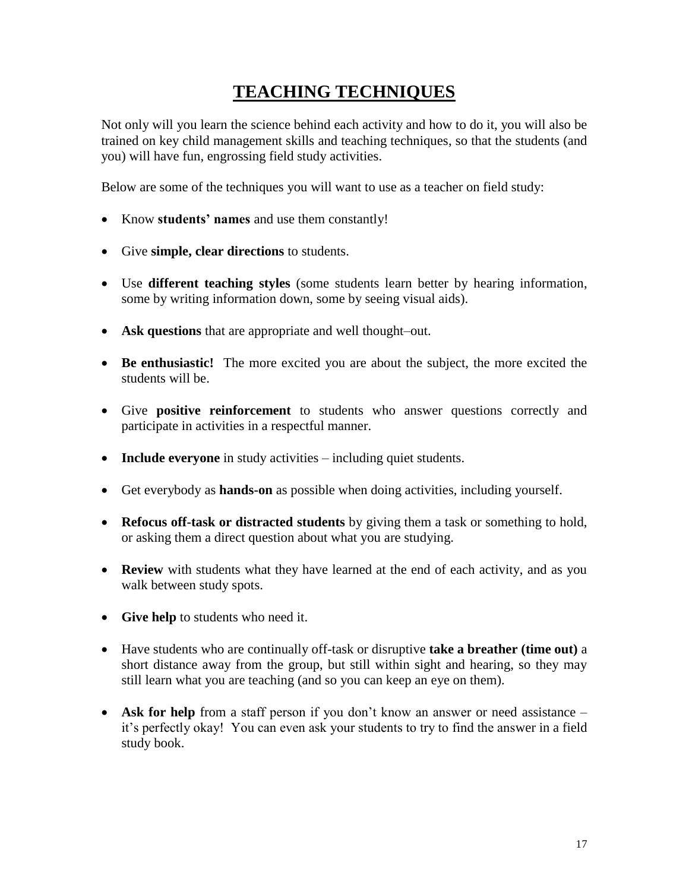# TEACHING TECHNIQUES

Not only will you learn the science behind each activity and how to do it, you will also be trained on key child management skills and teaching techniques, so that the students (and you) will have fun, engrossing field study activities.

Below are some of the techniques you will want to use as a teacher on field study:

- Know **students' names** and use them constantly!
- Give **simple, clear directions** to students.
- Use **different teaching styles** (some students learn better by hearing information, some by writing information down, some by seeing visual aids).
- **Ask questions** that are appropriate and well thought–out.
- **Be enthusiastic!** The more excited you are about the subject, the more excited the students will be.
- Give **positive reinforcement** to students who answer questions correctly and participate in activities in a respectful manner.
- **Include everyone** in study activities – including quiet students.
- Get everybody as **hands-on** as possible when doing activities, including yourself.
- **Refocus off-task or distracted students** by giving them a task or something to hold, or asking them a direct question about what you are studying.
- **Review** with students what they have learned at the end of each activity, and as you walk between study spots.
- **Give help** to students who need it.
- Have students who are continually off-task or disruptive **take a breather (time out)** a short distance away from the group, but still within sight and hearing, so they may still learn what you are teaching (and so you can keep an eye on them).
- **Ask for help** from a staff person if you don't know an answer or need assistance – it's perfectly okay! You can even ask your students to try to find the answer in a field study book.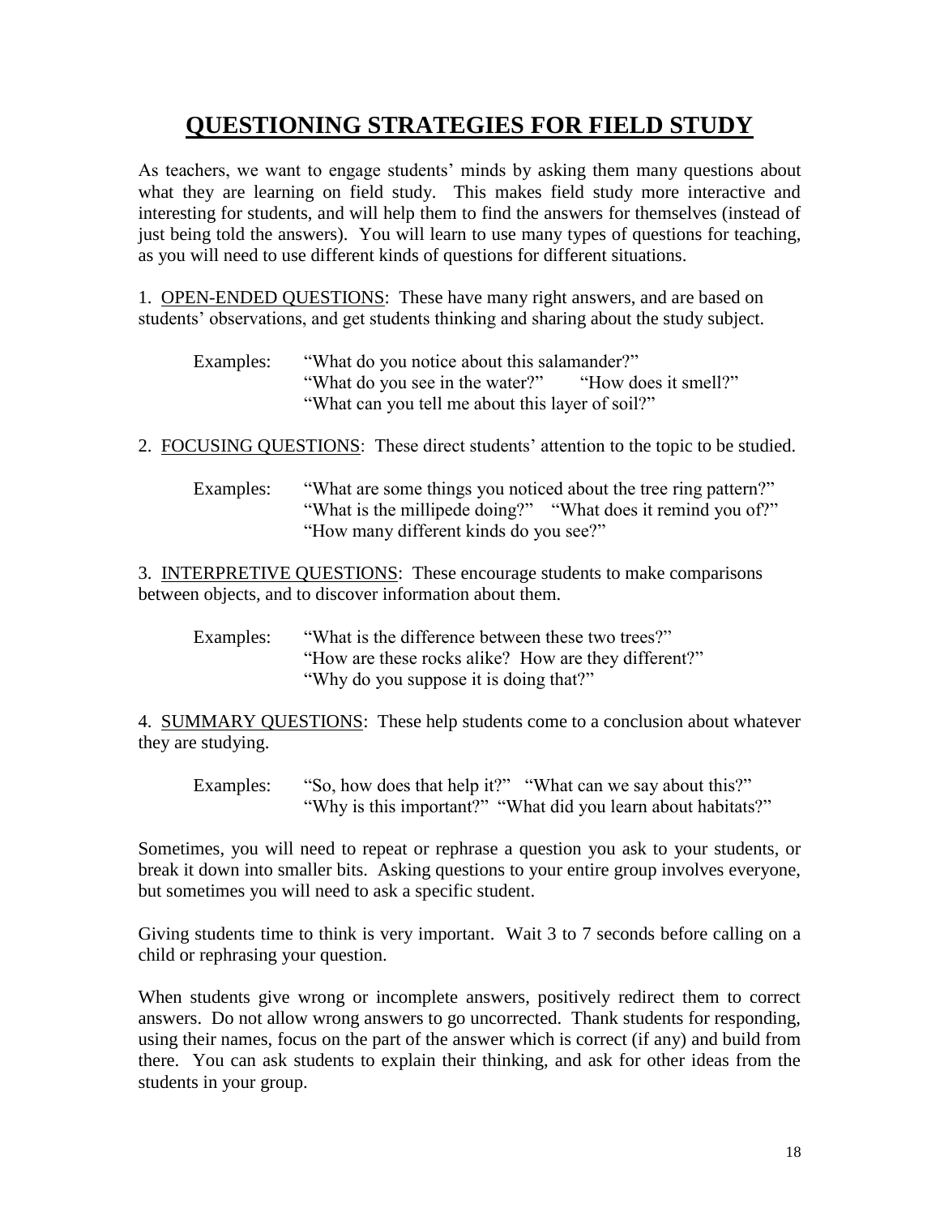# QUESTIONING STRATEGIES FOR FIELD STUDY

As teachers, we want to engage students' minds by asking them many questions about what they are learning on field study. This makes field study more interactive and interesting for students, and will help them to find the answers for themselves (instead of just being told the answers). You will learn to use many types of questions for teaching, as you will need to use different kinds of questions for different situations.

1. OPEN-ENDED QUESTIONS: These have many right answers, and are based on students' observations, and get students thinking and sharing about the study subject.

   Examples: "What do you notice about this salamander?"
   "What do you see in the water?" "How does it smell?"
   "What can you tell me about this layer of soil?"

2. FOCUSING QUESTIONS: These direct students' attention to the topic to be studied.

   Examples: "What are some things you noticed about the tree ring pattern?"
   "What is the millipede doing?" "What does it remind you of?"
   "How many different kinds do you see?"

3. INTERPRETIVE QUESTIONS: These encourage students to make comparisons between objects, and to discover information about them.

   Examples: "What is the difference between these two trees?"
   "How are these rocks alike? How are they different?"
   "Why do you suppose it is doing that?"

4. SUMMARY QUESTIONS: These help students come to a conclusion about whatever they are studying.

   Examples: "So, how does that help it?" "What can we say about this?"
   "Why is this important?" "What did you learn about habitats?"

Sometimes, you will need to repeat or rephrase a question you ask to your students, or break it down into smaller bits. Asking questions to your entire group involves everyone, but sometimes you will need to ask a specific student.

Giving students time to think is very important. Wait 3 to 7 seconds before calling on a child or rephrasing your question.

When students give wrong or incomplete answers, positively redirect them to correct answers. Do not allow wrong answers to go uncorrected. Thank students for responding, using their names, focus on the part of the answer which is correct (if any) and build from there. You can ask students to explain their thinking, and ask for other ideas from the students in your group.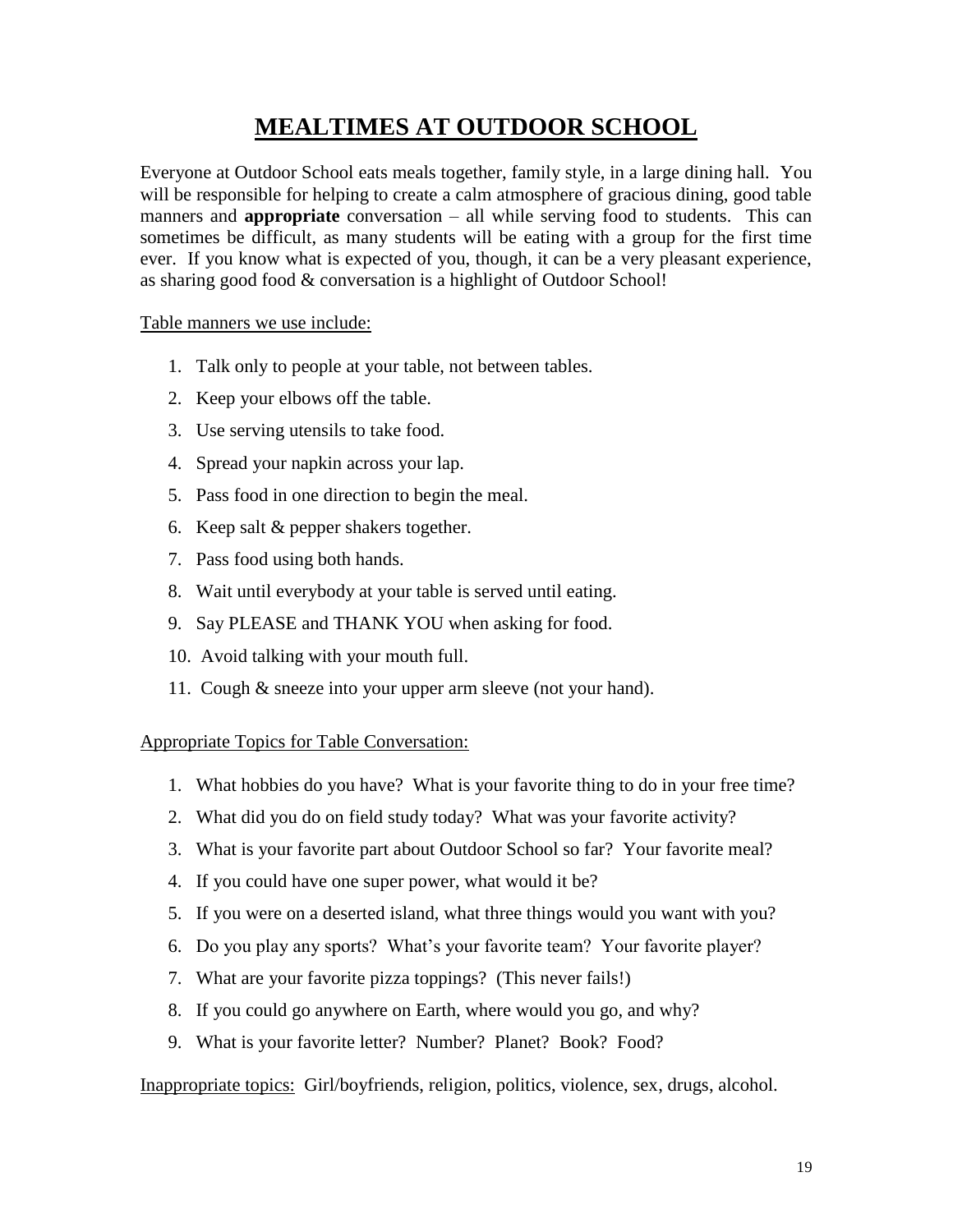# MEALTIMES AT OUTDOOR SCHOOL

Everyone at Outdoor School eats meals together, family style, in a large dining hall. You will be responsible for helping to create a calm atmosphere of gracious dining, good table manners and **appropriate** conversation – all while serving food to students. This can sometimes be difficult, as many students will be eating with a group for the first time ever. If you know what is expected of you, though, it can be a very pleasant experience, as sharing good food & conversation is a highlight of Outdoor School!

Table manners we use include:

1. Talk only to people at your table, not between tables.
2. Keep your elbows off the table.
3. Use serving utensils to take food.
4. Spread your napkin across your lap.
5. Pass food in one direction to begin the meal.
6. Keep salt & pepper shakers together.
7. Pass food using both hands.
8. Wait until everybody at your table is served until eating.
9. Say PLEASE and THANK YOU when asking for food.
10. Avoid talking with your mouth full.
11. Cough & sneeze into your upper arm sleeve (not your hand).

Appropriate Topics for Table Conversation:

1. What hobbies do you have? What is your favorite thing to do in your free time?
2. What did you do on field study today? What was your favorite activity?
3. What is your favorite part about Outdoor School so far? Your favorite meal?
4. If you could have one super power, what would it be?
5. If you were on a deserted island, what three things would you want with you?
6. Do you play any sports? What's your favorite team? Your favorite player?
7. What are your favorite pizza toppings? (This never fails!)
8. If you could go anywhere on Earth, where would you go, and why?
9. What is your favorite letter? Number? Planet? Book? Food?

Inappropriate topics: Girl/boyfriends, religion, politics, violence, sex, drugs, alcohol.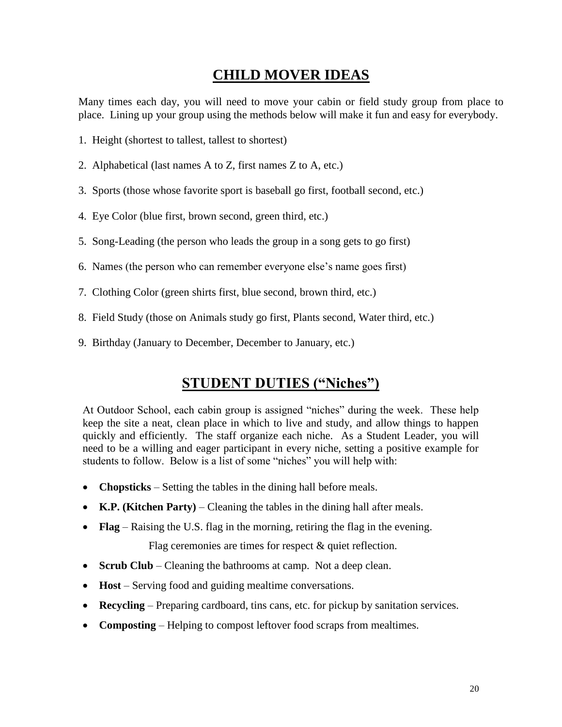# CHILD MOVER IDEAS

Many times each day, you will need to move your cabin or field study group from place to place. Lining up your group using the methods below will make it fun and easy for everybody.

1. Height (shortest to tallest, tallest to shortest)
2. Alphabetical (last names A to Z, first names Z to A, etc.)
3. Sports (those whose favorite sport is baseball go first, football second, etc.)
4. Eye Color (blue first, brown second, green third, etc.)
5. Song-Leading (the person who leads the group in a song gets to go first)
6. Names (the person who can remember everyone else's name goes first)
7. Clothing Color (green shirts first, blue second, brown third, etc.)
8. Field Study (those on Animals study go first, Plants second, Water third, etc.)
9. Birthday (January to December, December to January, etc.)

# STUDENT DUTIES ("Niches")

At Outdoor School, each cabin group is assigned "niches" during the week. These help keep the site a neat, clean place in which to live and study, and allow things to happen quickly and efficiently. The staff organize each niche. As a Student Leader, you will need to be a willing and eager participant in every niche, setting a positive example for students to follow. Below is a list of some "niches" you will help with:

- **Chopsticks** – Setting the tables in the dining hall before meals.
- **K.P. (Kitchen Party)** – Cleaning the tables in the dining hall after meals.
- **Flag** – Raising the U.S. flag in the morning, retiring the flag in the evening.

  Flag ceremonies are times for respect & quiet reflection.
- **Scrub Club** – Cleaning the bathrooms at camp. Not a deep clean.
- **Host** – Serving food and guiding mealtime conversations.
- **Recycling** – Preparing cardboard, tins cans, etc. for pickup by sanitation services.
- **Composting** – Helping to compost leftover food scraps from mealtimes.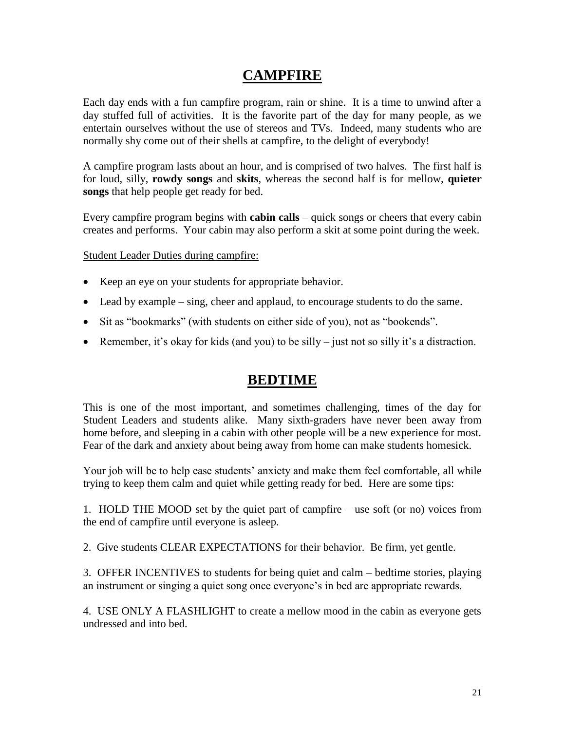## CAMPFIRE

Each day ends with a fun campfire program, rain or shine. It is a time to unwind after a day stuffed full of activities. It is the favorite part of the day for many people, as we entertain ourselves without the use of stereos and TVs. Indeed, many students who are normally shy come out of their shells at campfire, to the delight of everybody!

A campfire program lasts about an hour, and is comprised of two halves. The first half is for loud, silly, **rowdy songs** and **skits**, whereas the second half is for mellow, **quieter songs** that help people get ready for bed.

Every campfire program begins with **cabin calls** – quick songs or cheers that every cabin creates and performs. Your cabin may also perform a skit at some point during the week.

<u>Student Leader Duties during campfire:</u>

- Keep an eye on your students for appropriate behavior.
- Lead by example – sing, cheer and applaud, to encourage students to do the same.
- Sit as "bookmarks" (with students on either side of you), not as "bookends".
- Remember, it's okay for kids (and you) to be silly – just not so silly it's a distraction.

## BEDTIME

This is one of the most important, and sometimes challenging, times of the day for Student Leaders and students alike. Many sixth-graders have never been away from home before, and sleeping in a cabin with other people will be a new experience for most. Fear of the dark and anxiety about being away from home can make students homesick.

Your job will be to help ease students' anxiety and make them feel comfortable, all while trying to keep them calm and quiet while getting ready for bed. Here are some tips:

1. HOLD THE MOOD set by the quiet part of campfire – use soft (or no) voices from the end of campfire until everyone is asleep.

2. Give students CLEAR EXPECTATIONS for their behavior. Be firm, yet gentle.

3. OFFER INCENTIVES to students for being quiet and calm – bedtime stories, playing an instrument or singing a quiet song once everyone's in bed are appropriate rewards.

4. USE ONLY A FLASHLIGHT to create a mellow mood in the cabin as everyone gets undressed and into bed.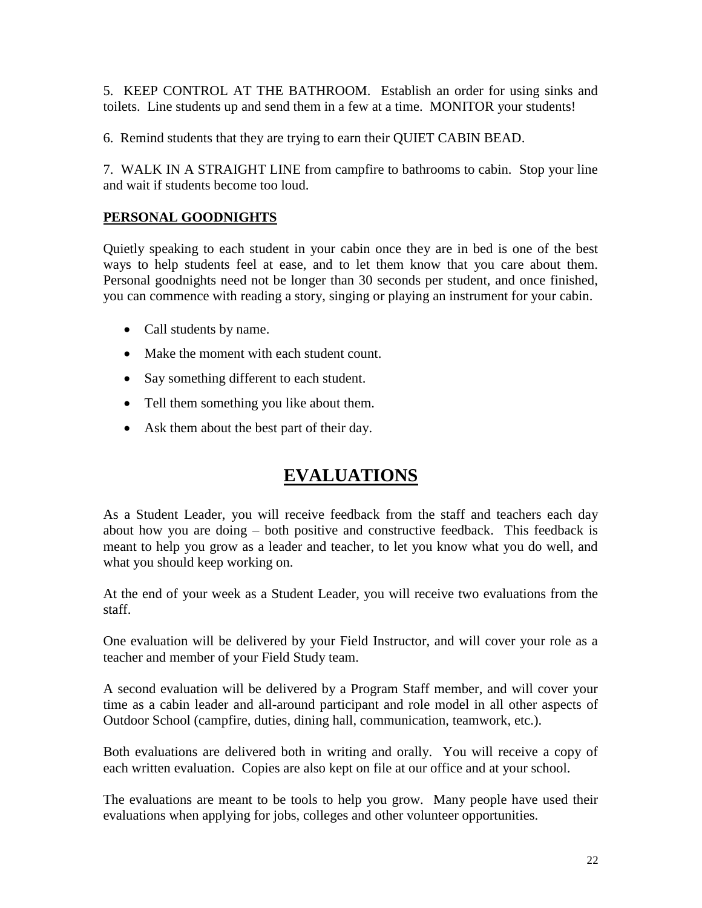5. KEEP CONTROL AT THE BATHROOM. Establish an order for using sinks and toilets. Line students up and send them in a few at a time. MONITOR your students!

6. Remind students that they are trying to earn their QUIET CABIN BEAD.

7. WALK IN A STRAIGHT LINE from campfire to bathrooms to cabin. Stop your line and wait if students become too loud.

### **PERSONAL GOODNIGHTS**

Quietly speaking to each student in your cabin once they are in bed is one of the best ways to help students feel at ease, and to let them know that you care about them. Personal goodnights need not be longer than 30 seconds per student, and once finished, you can commence with reading a story, singing or playing an instrument for your cabin.

- Call students by name.
- Make the moment with each student count.
- Say something different to each student.
- Tell them something you like about them.
- Ask them about the best part of their day.

## **EVALUATIONS**

As a Student Leader, you will receive feedback from the staff and teachers each day about how you are doing – both positive and constructive feedback. This feedback is meant to help you grow as a leader and teacher, to let you know what you do well, and what you should keep working on.

At the end of your week as a Student Leader, you will receive two evaluations from the staff.

One evaluation will be delivered by your Field Instructor, and will cover your role as a teacher and member of your Field Study team.

A second evaluation will be delivered by a Program Staff member, and will cover your time as a cabin leader and all-around participant and role model in all other aspects of Outdoor School (campfire, duties, dining hall, communication, teamwork, etc.).

Both evaluations are delivered both in writing and orally. You will receive a copy of each written evaluation. Copies are also kept on file at our office and at your school.

The evaluations are meant to be tools to help you grow. Many people have used their evaluations when applying for jobs, colleges and other volunteer opportunities.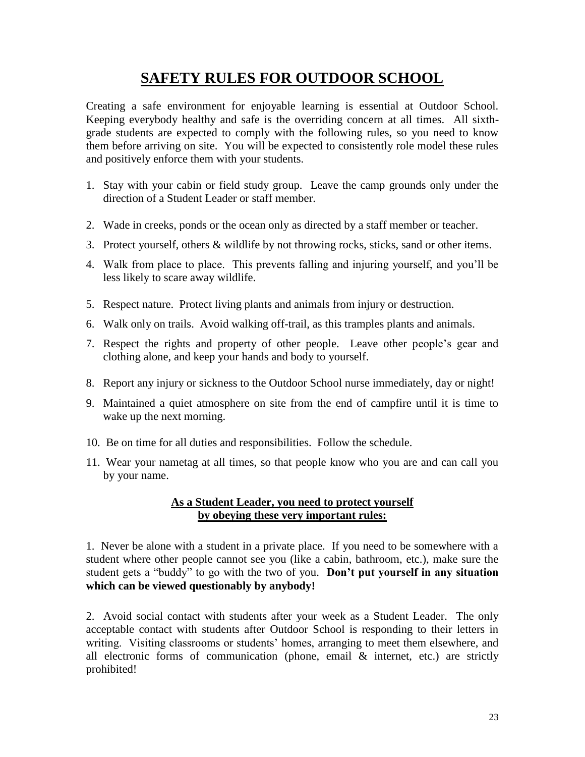# SAFETY RULES FOR OUTDOOR SCHOOL

Creating a safe environment for enjoyable learning is essential at Outdoor School. Keeping everybody healthy and safe is the overriding concern at all times. All sixth-grade students are expected to comply with the following rules, so you need to know them before arriving on site. You will be expected to consistently role model these rules and positively enforce them with your students.

1. Stay with your cabin or field study group. Leave the camp grounds only under the direction of a Student Leader or staff member.
2. Wade in creeks, ponds or the ocean only as directed by a staff member or teacher.
3. Protect yourself, others & wildlife by not throwing rocks, sticks, sand or other items.
4. Walk from place to place. This prevents falling and injuring yourself, and you'll be less likely to scare away wildlife.
5. Respect nature. Protect living plants and animals from injury or destruction.
6. Walk only on trails. Avoid walking off-trail, as this tramples plants and animals.
7. Respect the rights and property of other people. Leave other people's gear and clothing alone, and keep your hands and body to yourself.
8. Report any injury or sickness to the Outdoor School nurse immediately, day or night!
9. Maintained a quiet atmosphere on site from the end of campfire until it is time to wake up the next morning.
10. Be on time for all duties and responsibilities. Follow the schedule.
11. Wear your nametag at all times, so that people know who you are and can call you by your name.

**As a Student Leader, you need to protect yourself by obeying these very important rules:**

1. Never be alone with a student in a private place. If you need to be somewhere with a student where other people cannot see you (like a cabin, bathroom, etc.), make sure the student gets a "buddy" to go with the two of you. **Don't put yourself in any situation which can be viewed questionably by anybody!**

2. Avoid social contact with students after your week as a Student Leader. The only acceptable contact with students after Outdoor School is responding to their letters in writing. Visiting classrooms or students' homes, arranging to meet them elsewhere, and all electronic forms of communication (phone, email & internet, etc.) are strictly prohibited!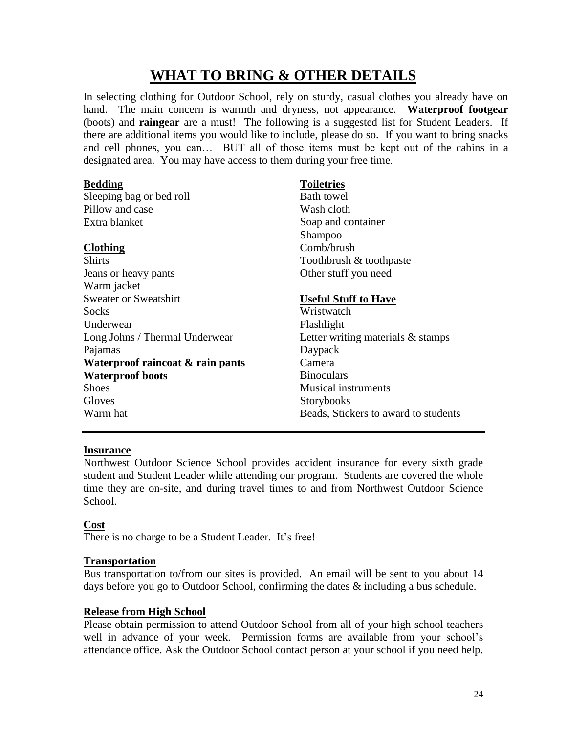# WHAT TO BRING & OTHER DETAILS

In selecting clothing for Outdoor School, rely on sturdy, casual clothes you already have on hand. The main concern is warmth and dryness, not appearance. **Waterproof footgear** (boots) and **raingear** are a must! The following is a suggested list for Student Leaders. If there are additional items you would like to include, please do so. If you want to bring snacks and cell phones, you can… BUT all of those items must be kept out of the cabins in a designated area. You may have access to them during your free time.

**Bedding**

Sleeping bag or bed roll
Pillow and case
Extra blanket

**Clothing**

Shirts
Jeans or heavy pants
Warm jacket
Sweater or Sweatshirt
Socks
Underwear
Long Johns / Thermal Underwear
Pajamas
**Waterproof raincoat & rain pants**
**Waterproof boots**
Shoes
Gloves
Warm hat

**Toiletries**

Bath towel
Wash cloth
Soap and container
Shampoo
Comb/brush
Toothbrush & toothpaste
Other stuff you need

**Useful Stuff to Have**

Wristwatch
Flashlight
Letter writing materials & stamps
Daypack
Camera
Binoculars
Musical instruments
Storybooks
Beads, Stickers to award to students

---

**Insurance**

Northwest Outdoor Science School provides accident insurance for every sixth grade student and Student Leader while attending our program. Students are covered the whole time they are on-site, and during travel times to and from Northwest Outdoor Science School.

**Cost**

There is no charge to be a Student Leader. It's free!

**Transportation**

Bus transportation to/from our sites is provided. An email will be sent to you about 14 days before you go to Outdoor School, confirming the dates & including a bus schedule.

**Release from High School**

Please obtain permission to attend Outdoor School from all of your high school teachers well in advance of your week. Permission forms are available from your school's attendance office. Ask the Outdoor School contact person at your school if you need help.